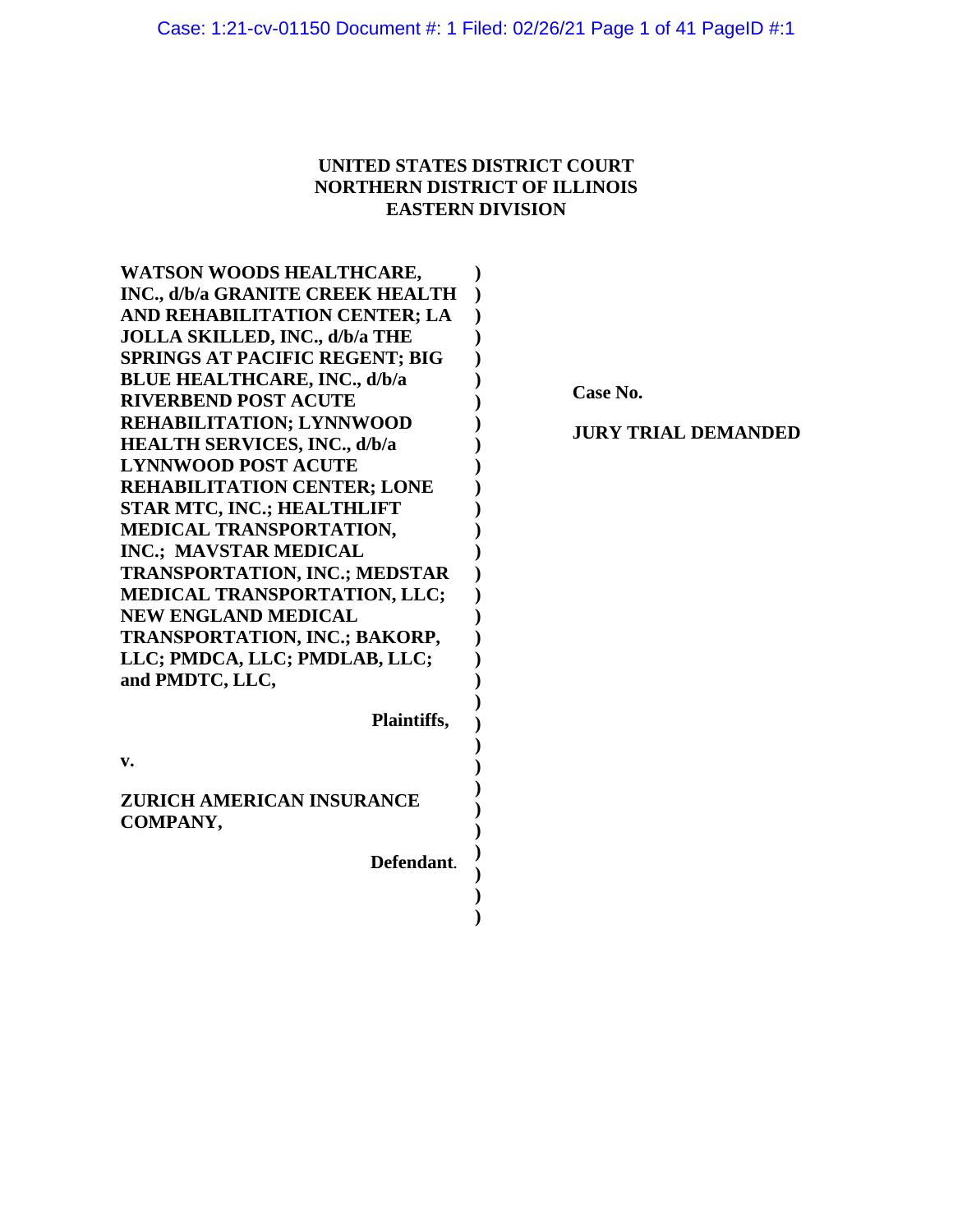**UNITED STATES DISTRICT COURT**
**NORTHERN DISTRICT OF ILLINOIS**
**EASTERN DIVISION**

**WATSON WOODS HEALTHCARE, INC., d/b/a GRANITE CREEK HEALTH AND REHABILITATION CENTER; LA JOLLA SKILLED, INC., d/b/a THE SPRINGS AT PACIFIC REGENT; BIG BLUE HEALTHCARE, INC., d/b/a RIVERBEND POST ACUTE REHABILITATION; LYNNWOOD HEALTH SERVICES, INC., d/b/a LYNNWOOD POST ACUTE REHABILITATION CENTER; LONE STAR MTC, INC.; HEALTHLIFT MEDICAL TRANSPORTATION, INC.; MAVSTAR MEDICAL TRANSPORTATION, INC.; MEDSTAR MEDICAL TRANSPORTATION, LLC; NEW ENGLAND MEDICAL TRANSPORTATION, INC.; BAKORP, LLC; PMDCA, LLC; PMDLAB, LLC; and PMDTC, LLC,**

**Plaintiffs,**

**v.**

**ZURICH AMERICAN INSURANCE COMPANY,**

**Defendant.**

**Case No.**

**JURY TRIAL DEMANDED**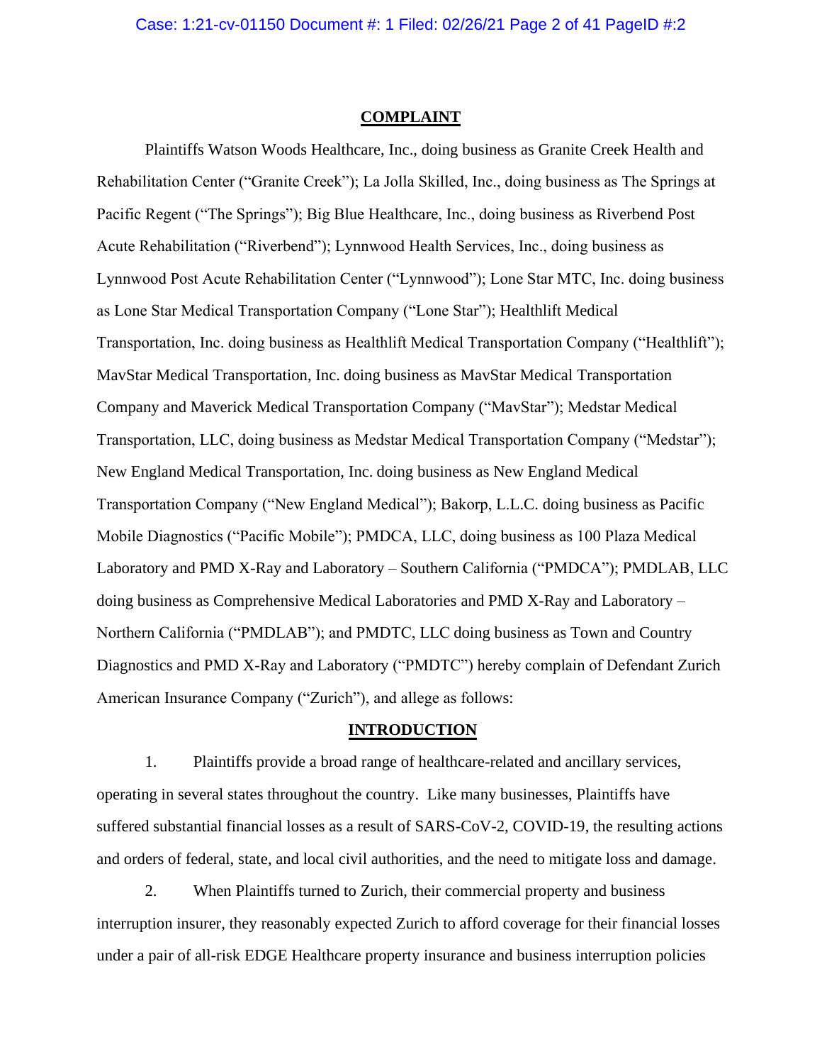## COMPLAINT

Plaintiffs Watson Woods Healthcare, Inc., doing business as Granite Creek Health and Rehabilitation Center ("Granite Creek"); La Jolla Skilled, Inc., doing business as The Springs at Pacific Regent ("The Springs"); Big Blue Healthcare, Inc., doing business as Riverbend Post Acute Rehabilitation ("Riverbend"); Lynnwood Health Services, Inc., doing business as Lynnwood Post Acute Rehabilitation Center ("Lynnwood"); Lone Star MTC, Inc. doing business as Lone Star Medical Transportation Company ("Lone Star"); Healthlift Medical Transportation, Inc. doing business as Healthlift Medical Transportation Company ("Healthlift"); MavStar Medical Transportation, Inc. doing business as MavStar Medical Transportation Company and Maverick Medical Transportation Company ("MavStar"); Medstar Medical Transportation, LLC, doing business as Medstar Medical Transportation Company ("Medstar"); New England Medical Transportation, Inc. doing business as New England Medical Transportation Company ("New England Medical"); Bakorp, L.L.C. doing business as Pacific Mobile Diagnostics ("Pacific Mobile"); PMDCA, LLC, doing business as 100 Plaza Medical Laboratory and PMD X-Ray and Laboratory – Southern California ("PMDCA"); PMDLAB, LLC doing business as Comprehensive Medical Laboratories and PMD X-Ray and Laboratory – Northern California ("PMDLAB"); and PMDTC, LLC doing business as Town and Country Diagnostics and PMD X-Ray and Laboratory ("PMDTC") hereby complain of Defendant Zurich American Insurance Company ("Zurich"), and allege as follows:

## INTRODUCTION

1. Plaintiffs provide a broad range of healthcare-related and ancillary services, operating in several states throughout the country. Like many businesses, Plaintiffs have suffered substantial financial losses as a result of SARS-CoV-2, COVID-19, the resulting actions and orders of federal, state, and local civil authorities, and the need to mitigate loss and damage.

2. When Plaintiffs turned to Zurich, their commercial property and business interruption insurer, they reasonably expected Zurich to afford coverage for their financial losses under a pair of all-risk EDGE Healthcare property insurance and business interruption policies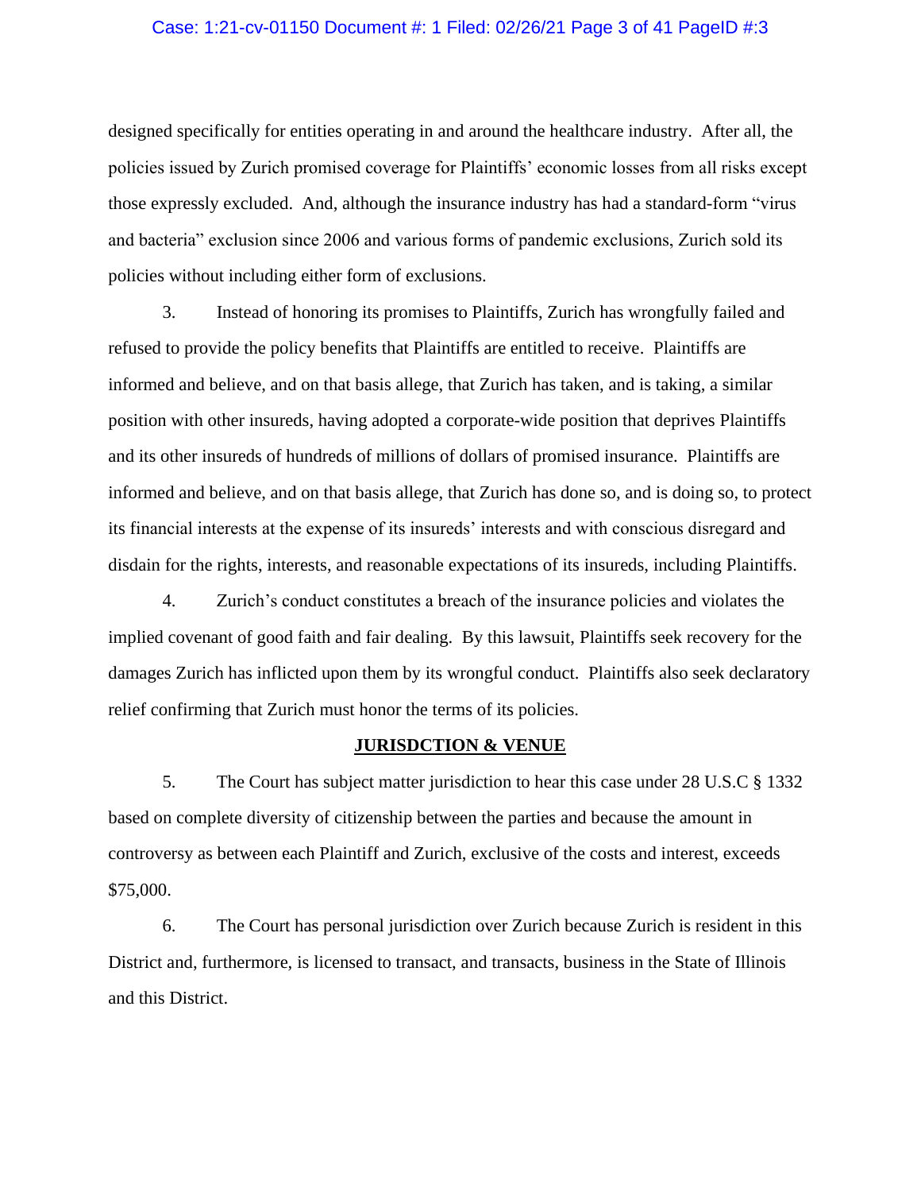designed specifically for entities operating in and around the healthcare industry. After all, the policies issued by Zurich promised coverage for Plaintiffs' economic losses from all risks except those expressly excluded. And, although the insurance industry has had a standard-form "virus and bacteria" exclusion since 2006 and various forms of pandemic exclusions, Zurich sold its policies without including either form of exclusions.

3. Instead of honoring its promises to Plaintiffs, Zurich has wrongfully failed and refused to provide the policy benefits that Plaintiffs are entitled to receive. Plaintiffs are informed and believe, and on that basis allege, that Zurich has taken, and is taking, a similar position with other insureds, having adopted a corporate-wide position that deprives Plaintiffs and its other insureds of hundreds of millions of dollars of promised insurance. Plaintiffs are informed and believe, and on that basis allege, that Zurich has done so, and is doing so, to protect its financial interests at the expense of its insureds' interests and with conscious disregard and disdain for the rights, interests, and reasonable expectations of its insureds, including Plaintiffs.

4. Zurich's conduct constitutes a breach of the insurance policies and violates the implied covenant of good faith and fair dealing. By this lawsuit, Plaintiffs seek recovery for the damages Zurich has inflicted upon them by its wrongful conduct. Plaintiffs also seek declaratory relief confirming that Zurich must honor the terms of its policies.

## JURISDCTION & VENUE

5. The Court has subject matter jurisdiction to hear this case under 28 U.S.C § 1332 based on complete diversity of citizenship between the parties and because the amount in controversy as between each Plaintiff and Zurich, exclusive of the costs and interest, exceeds $75,000.

6. The Court has personal jurisdiction over Zurich because Zurich is resident in this District and, furthermore, is licensed to transact, and transacts, business in the State of Illinois and this District.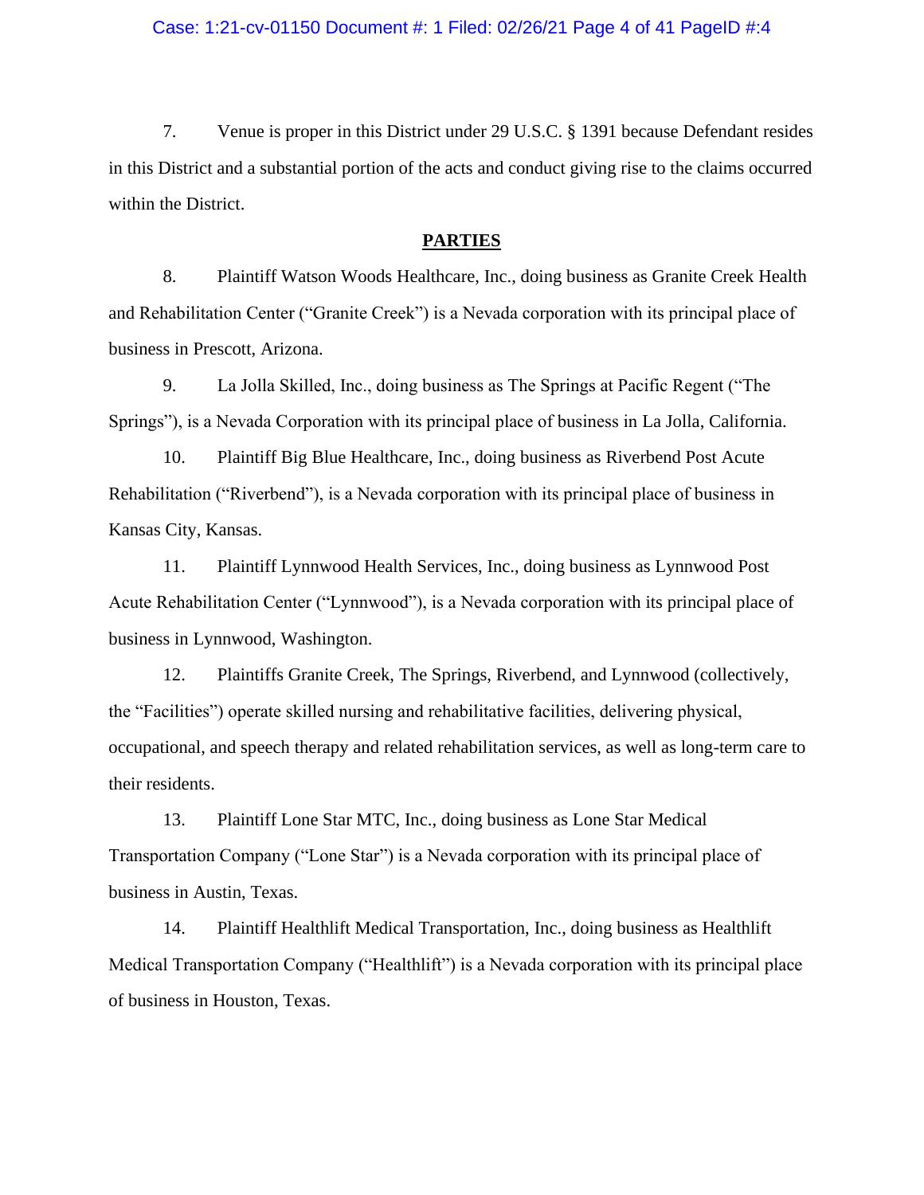7. Venue is proper in this District under 29 U.S.C. § 1391 because Defendant resides in this District and a substantial portion of the acts and conduct giving rise to the claims occurred within the District.

## PARTIES

8. Plaintiff Watson Woods Healthcare, Inc., doing business as Granite Creek Health and Rehabilitation Center ("Granite Creek") is a Nevada corporation with its principal place of business in Prescott, Arizona.

9. La Jolla Skilled, Inc., doing business as The Springs at Pacific Regent ("The Springs"), is a Nevada Corporation with its principal place of business in La Jolla, California.

10. Plaintiff Big Blue Healthcare, Inc., doing business as Riverbend Post Acute Rehabilitation ("Riverbend"), is a Nevada corporation with its principal place of business in Kansas City, Kansas.

11. Plaintiff Lynnwood Health Services, Inc., doing business as Lynnwood Post Acute Rehabilitation Center ("Lynnwood"), is a Nevada corporation with its principal place of business in Lynnwood, Washington.

12. Plaintiffs Granite Creek, The Springs, Riverbend, and Lynnwood (collectively, the "Facilities") operate skilled nursing and rehabilitative facilities, delivering physical, occupational, and speech therapy and related rehabilitation services, as well as long-term care to their residents.

13. Plaintiff Lone Star MTC, Inc., doing business as Lone Star Medical Transportation Company ("Lone Star") is a Nevada corporation with its principal place of business in Austin, Texas.

14. Plaintiff Healthlift Medical Transportation, Inc., doing business as Healthlift Medical Transportation Company ("Healthlift") is a Nevada corporation with its principal place of business in Houston, Texas.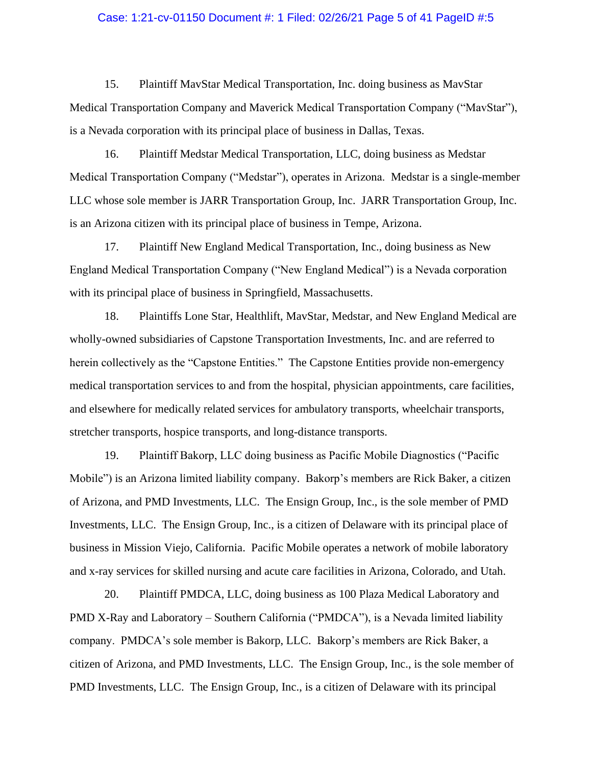15. Plaintiff MavStar Medical Transportation, Inc. doing business as MavStar Medical Transportation Company and Maverick Medical Transportation Company ("MavStar"), is a Nevada corporation with its principal place of business in Dallas, Texas.

16. Plaintiff Medstar Medical Transportation, LLC, doing business as Medstar Medical Transportation Company ("Medstar"), operates in Arizona. Medstar is a single-member LLC whose sole member is JARR Transportation Group, Inc. JARR Transportation Group, Inc. is an Arizona citizen with its principal place of business in Tempe, Arizona.

17. Plaintiff New England Medical Transportation, Inc., doing business as New England Medical Transportation Company ("New England Medical") is a Nevada corporation with its principal place of business in Springfield, Massachusetts.

18. Plaintiffs Lone Star, Healthlift, MavStar, Medstar, and New England Medical are wholly-owned subsidiaries of Capstone Transportation Investments, Inc. and are referred to herein collectively as the "Capstone Entities." The Capstone Entities provide non-emergency medical transportation services to and from the hospital, physician appointments, care facilities, and elsewhere for medically related services for ambulatory transports, wheelchair transports, stretcher transports, hospice transports, and long-distance transports.

19. Plaintiff Bakorp, LLC doing business as Pacific Mobile Diagnostics ("Pacific Mobile") is an Arizona limited liability company. Bakorp's members are Rick Baker, a citizen of Arizona, and PMD Investments, LLC. The Ensign Group, Inc., is the sole member of PMD Investments, LLC. The Ensign Group, Inc., is a citizen of Delaware with its principal place of business in Mission Viejo, California. Pacific Mobile operates a network of mobile laboratory and x-ray services for skilled nursing and acute care facilities in Arizona, Colorado, and Utah.

20. Plaintiff PMDCA, LLC, doing business as 100 Plaza Medical Laboratory and PMD X-Ray and Laboratory – Southern California ("PMDCA"), is a Nevada limited liability company. PMDCA's sole member is Bakorp, LLC. Bakorp's members are Rick Baker, a citizen of Arizona, and PMD Investments, LLC. The Ensign Group, Inc., is the sole member of PMD Investments, LLC. The Ensign Group, Inc., is a citizen of Delaware with its principal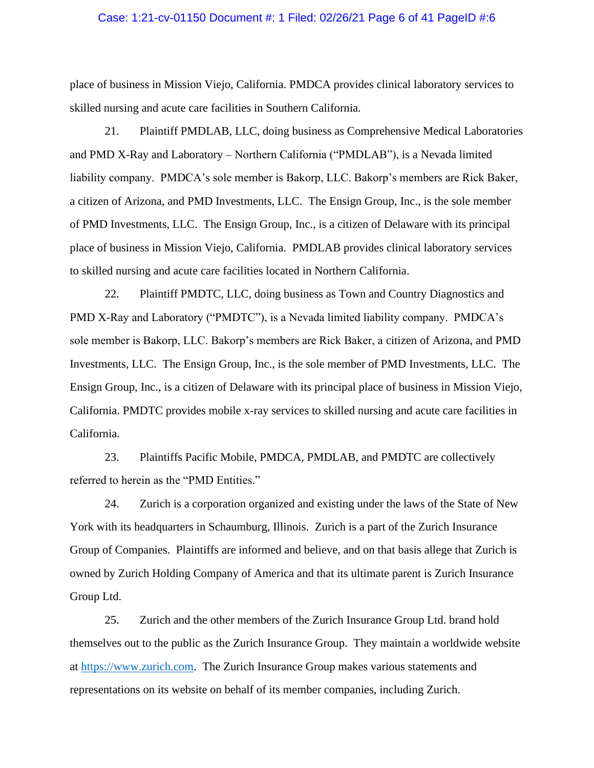place of business in Mission Viejo, California. PMDCA provides clinical laboratory services to skilled nursing and acute care facilities in Southern California.

21. Plaintiff PMDLAB, LLC, doing business as Comprehensive Medical Laboratories and PMD X-Ray and Laboratory – Northern California ("PMDLAB"), is a Nevada limited liability company. PMDCA's sole member is Bakorp, LLC. Bakorp's members are Rick Baker, a citizen of Arizona, and PMD Investments, LLC. The Ensign Group, Inc., is the sole member of PMD Investments, LLC. The Ensign Group, Inc., is a citizen of Delaware with its principal place of business in Mission Viejo, California. PMDLAB provides clinical laboratory services to skilled nursing and acute care facilities located in Northern California.

22. Plaintiff PMDTC, LLC, doing business as Town and Country Diagnostics and PMD X-Ray and Laboratory ("PMDTC"), is a Nevada limited liability company. PMDCA's sole member is Bakorp, LLC. Bakorp's members are Rick Baker, a citizen of Arizona, and PMD Investments, LLC. The Ensign Group, Inc., is the sole member of PMD Investments, LLC. The Ensign Group, Inc., is a citizen of Delaware with its principal place of business in Mission Viejo, California. PMDTC provides mobile x-ray services to skilled nursing and acute care facilities in California.

23. Plaintiffs Pacific Mobile, PMDCA, PMDLAB, and PMDTC are collectively referred to herein as the "PMD Entities."

24. Zurich is a corporation organized and existing under the laws of the State of New York with its headquarters in Schaumburg, Illinois. Zurich is a part of the Zurich Insurance Group of Companies. Plaintiffs are informed and believe, and on that basis allege that Zurich is owned by Zurich Holding Company of America and that its ultimate parent is Zurich Insurance Group Ltd.

25. Zurich and the other members of the Zurich Insurance Group Ltd. brand hold themselves out to the public as the Zurich Insurance Group. They maintain a worldwide website at https://www.zurich.com. The Zurich Insurance Group makes various statements and representations on its website on behalf of its member companies, including Zurich.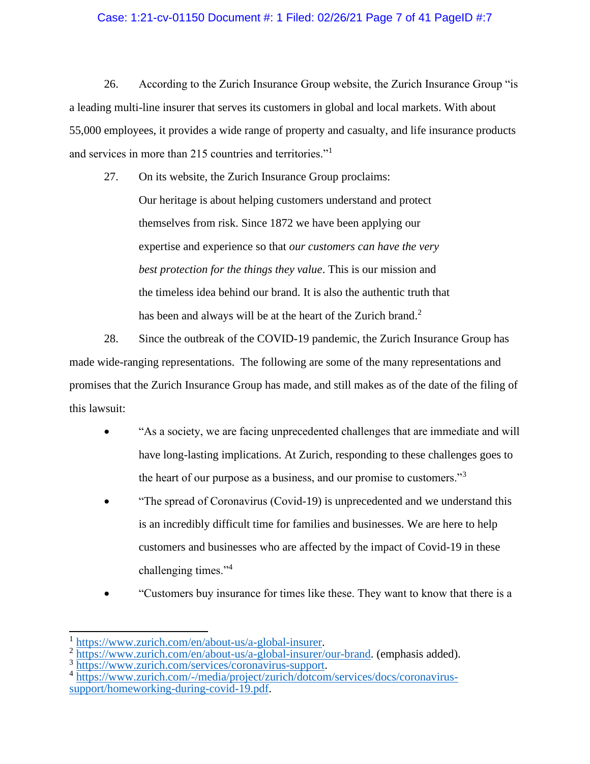26. According to the Zurich Insurance Group website, the Zurich Insurance Group "is a leading multi-line insurer that serves its customers in global and local markets. With about 55,000 employees, it provides a wide range of property and casualty, and life insurance products and services in more than 215 countries and territories."[1]

27. On its website, the Zurich Insurance Group proclaims:

> Our heritage is about helping customers understand and protect themselves from risk. Since 1872 we have been applying our expertise and experience so that *our customers can have the very best protection for the things they value*. This is our mission and the timeless idea behind our brand. It is also the authentic truth that has been and always will be at the heart of the Zurich brand.[2]

28. Since the outbreak of the COVID-19 pandemic, the Zurich Insurance Group has made wide-ranging representations. The following are some of the many representations and promises that the Zurich Insurance Group has made, and still makes as of the date of the filing of this lawsuit:

- "As a society, we are facing unprecedented challenges that are immediate and will have long-lasting implications. At Zurich, responding to these challenges goes to the heart of our purpose as a business, and our promise to customers."[3]
- "The spread of Coronavirus (Covid-19) is unprecedented and we understand this is an incredibly difficult time for families and businesses. We are here to help customers and businesses who are affected by the impact of Covid-19 in these challenging times."[4]
- "Customers buy insurance for times like these. They want to know that there is a

---

[1] https://www.zurich.com/en/about-us/a-global-insurer.

[2] https://www.zurich.com/en/about-us/a-global-insurer/our-brand. (emphasis added).

[3] https://www.zurich.com/services/coronavirus-support.

[4] https://www.zurich.com/-/media/project/zurich/dotcom/services/docs/coronavirus-support/homeworking-during-covid-19.pdf.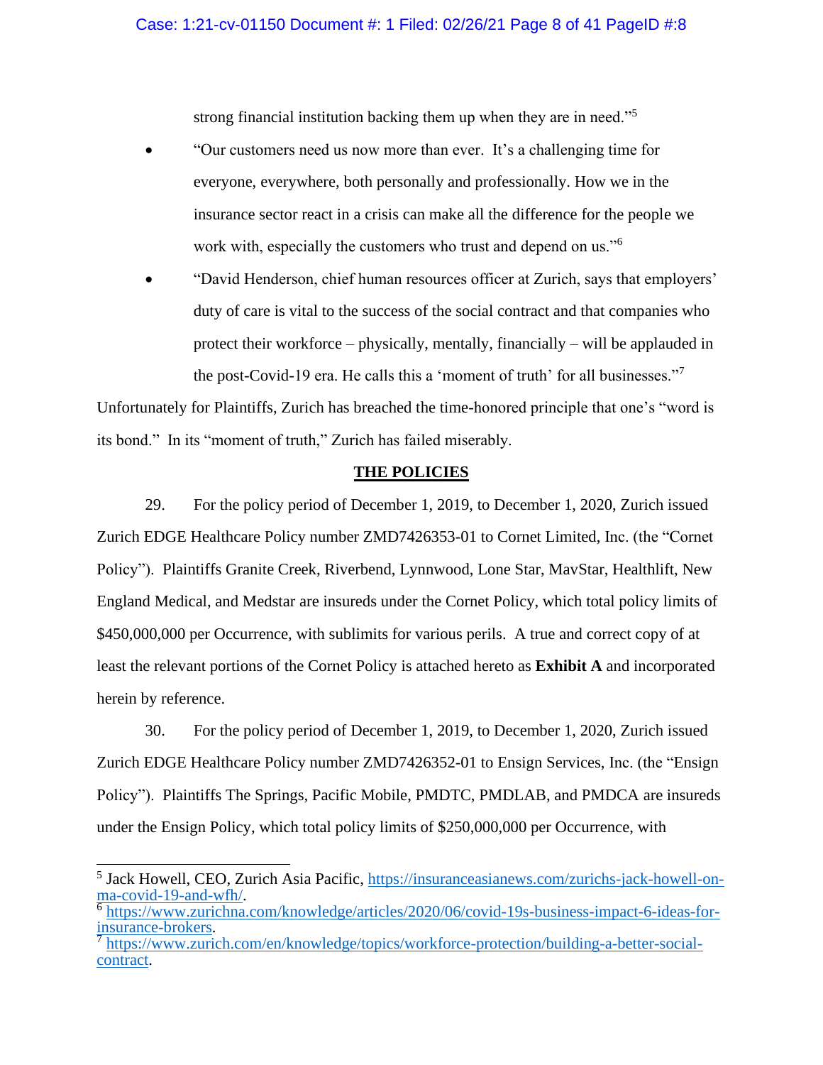strong financial institution backing them up when they are in need."[5]

- "Our customers need us now more than ever. It's a challenging time for everyone, everywhere, both personally and professionally. How we in the insurance sector react in a crisis can make all the difference for the people we work with, especially the customers who trust and depend on us."[6]
- "David Henderson, chief human resources officer at Zurich, says that employers' duty of care is vital to the success of the social contract and that companies who protect their workforce – physically, mentally, financially – will be applauded in the post-Covid-19 era. He calls this a 'moment of truth' for all businesses."[7]

Unfortunately for Plaintiffs, Zurich has breached the time-honored principle that one's "word is its bond." In its "moment of truth," Zurich has failed miserably.

## THE POLICIES

29. For the policy period of December 1, 2019, to December 1, 2020, Zurich issued Zurich EDGE Healthcare Policy number ZMD7426353-01 to Cornet Limited, Inc. (the "Cornet Policy"). Plaintiffs Granite Creek, Riverbend, Lynnwood, Lone Star, MavStar, Healthlift, New England Medical, and Medstar are insureds under the Cornet Policy, which total policy limits of $450,000,000 per Occurrence, with sublimits for various perils. A true and correct copy of at least the relevant portions of the Cornet Policy is attached hereto as **Exhibit A** and incorporated herein by reference.

30. For the policy period of December 1, 2019, to December 1, 2020, Zurich issued Zurich EDGE Healthcare Policy number ZMD7426352-01 to Ensign Services, Inc. (the "Ensign Policy"). Plaintiffs The Springs, Pacific Mobile, PMDTC, PMDLAB, and PMDCA are insureds under the Ensign Policy, which total policy limits of $250,000,000 per Occurrence, with

---

[5] Jack Howell, CEO, Zurich Asia Pacific, https://insuranceasianews.com/zurichs-jack-howell-on-ma-covid-19-and-wfh/.

[6] https://www.zurichna.com/knowledge/articles/2020/06/covid-19s-business-impact-6-ideas-for-insurance-brokers.

[7] https://www.zurich.com/en/knowledge/topics/workforce-protection/building-a-better-social-contract.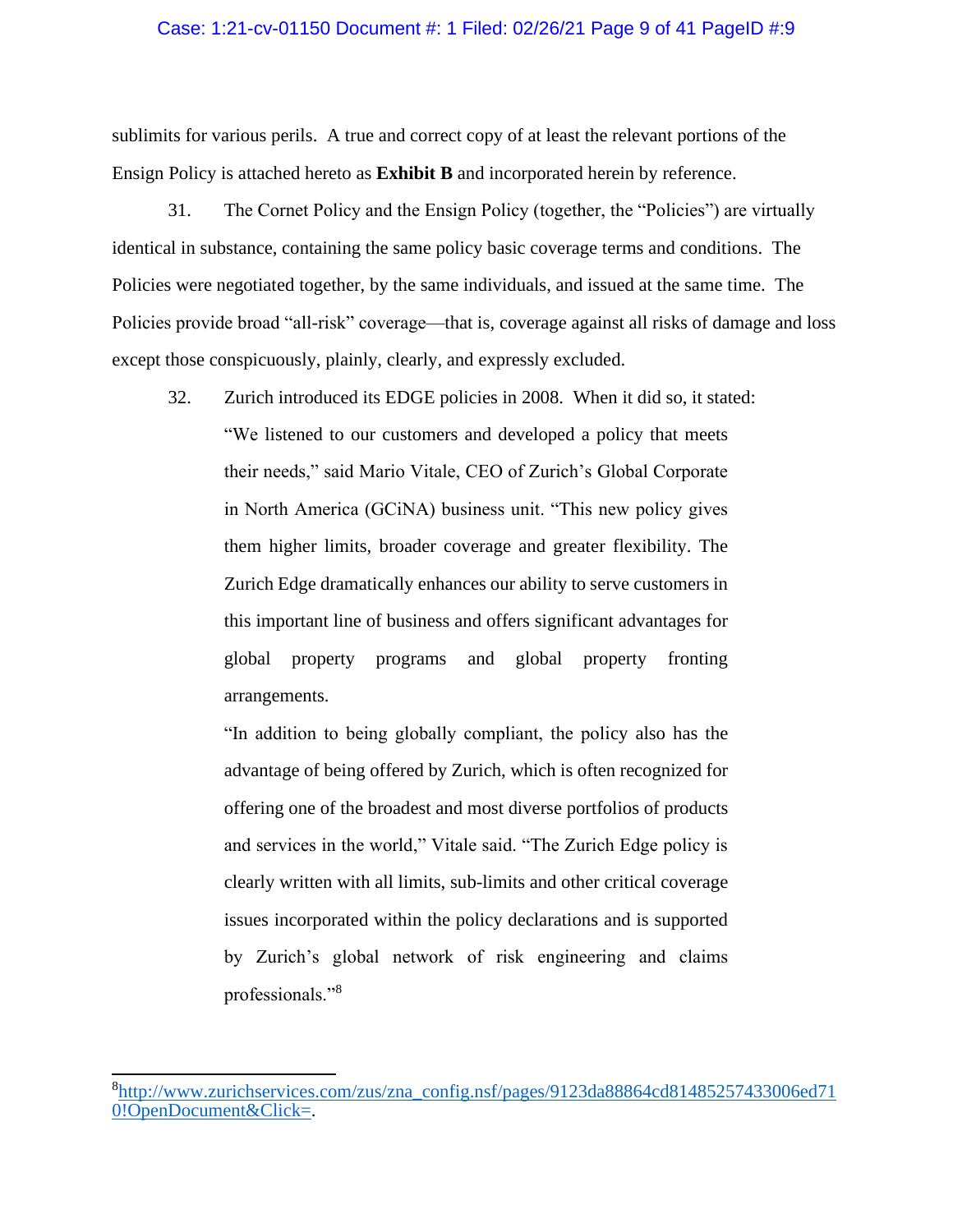sublimits for various perils. A true and correct copy of at least the relevant portions of the Ensign Policy is attached hereto as **Exhibit B** and incorporated herein by reference.

31. The Cornet Policy and the Ensign Policy (together, the "Policies") are virtually identical in substance, containing the same policy basic coverage terms and conditions. The Policies were negotiated together, by the same individuals, and issued at the same time. The Policies provide broad "all-risk" coverage—that is, coverage against all risks of damage and loss except those conspicuously, plainly, clearly, and expressly excluded.

32. Zurich introduced its EDGE policies in 2008. When it did so, it stated:

> "We listened to our customers and developed a policy that meets their needs," said Mario Vitale, CEO of Zurich's Global Corporate in North America (GCiNA) business unit. "This new policy gives them higher limits, broader coverage and greater flexibility. The Zurich Edge dramatically enhances our ability to serve customers in this important line of business and offers significant advantages for global property programs and global property fronting arrangements.
>
> "In addition to being globally compliant, the policy also has the advantage of being offered by Zurich, which is often recognized for offering one of the broadest and most diverse portfolios of products and services in the world," Vitale said. "The Zurich Edge policy is clearly written with all limits, sub-limits and other critical coverage issues incorporated within the policy declarations and is supported by Zurich's global network of risk engineering and claims professionals."[8]

---

[8] http://www.zurichservices.com/zus/zna_config.nsf/pages/9123da88864cd81485257433006ed710!OpenDocument&Click=.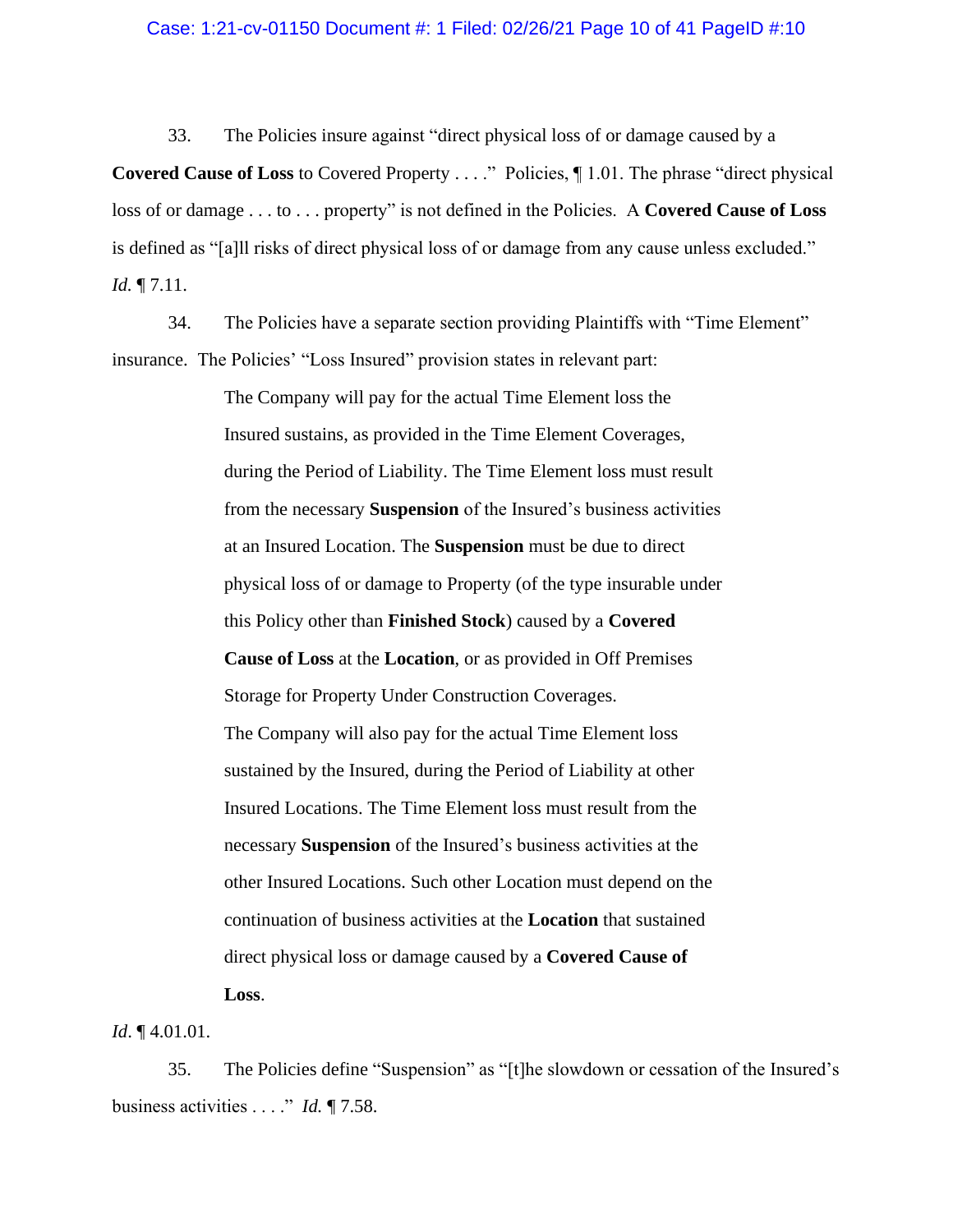33. The Policies insure against "direct physical loss of or damage caused by a **Covered Cause of Loss** to Covered Property . . . ." Policies, ¶ 1.01. The phrase "direct physical loss of or damage . . . to . . . property" is not defined in the Policies. A **Covered Cause of Loss** is defined as "[a]ll risks of direct physical loss of or damage from any cause unless excluded." *Id.* ¶ 7.11.

34. The Policies have a separate section providing Plaintiffs with "Time Element" insurance. The Policies' "Loss Insured" provision states in relevant part:

> The Company will pay for the actual Time Element loss the Insured sustains, as provided in the Time Element Coverages, during the Period of Liability. The Time Element loss must result from the necessary **Suspension** of the Insured's business activities at an Insured Location. The **Suspension** must be due to direct physical loss of or damage to Property (of the type insurable under this Policy other than **Finished Stock**) caused by a **Covered Cause of Loss** at the **Location**, or as provided in Off Premises Storage for Property Under Construction Coverages.
>
> The Company will also pay for the actual Time Element loss sustained by the Insured, during the Period of Liability at other Insured Locations. The Time Element loss must result from the necessary **Suspension** of the Insured's business activities at the other Insured Locations. Such other Location must depend on the continuation of business activities at the **Location** that sustained direct physical loss or damage caused by a **Covered Cause of Loss**.

*Id*. ¶ 4.01.01.

35. The Policies define "Suspension" as "[t]he slowdown or cessation of the Insured's business activities . . . ." *Id.* ¶ 7.58.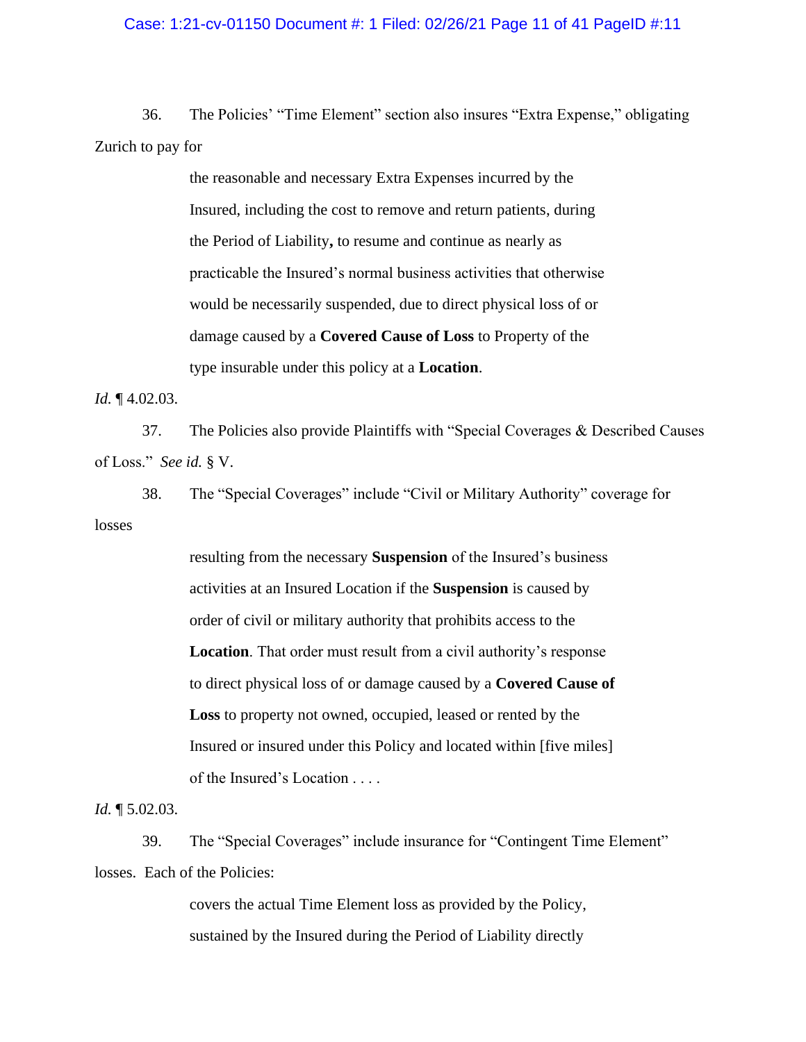36. The Policies' "Time Element" section also insures "Extra Expense," obligating Zurich to pay for

> the reasonable and necessary Extra Expenses incurred by the Insured, including the cost to remove and return patients, during the Period of Liability**,** to resume and continue as nearly as practicable the Insured's normal business activities that otherwise would be necessarily suspended, due to direct physical loss of or damage caused by a **Covered Cause of Loss** to Property of the type insurable under this policy at a **Location**.

*Id.* ¶ 4.02.03.

37. The Policies also provide Plaintiffs with "Special Coverages & Described Causes of Loss." *See id.* § V.

38. The "Special Coverages" include "Civil or Military Authority" coverage for losses

> resulting from the necessary **Suspension** of the Insured's business activities at an Insured Location if the **Suspension** is caused by order of civil or military authority that prohibits access to the **Location**. That order must result from a civil authority's response to direct physical loss of or damage caused by a **Covered Cause of Loss** to property not owned, occupied, leased or rented by the Insured or insured under this Policy and located within [five miles] of the Insured's Location . . . .

*Id.* ¶ 5.02.03.

39. The "Special Coverages" include insurance for "Contingent Time Element" losses. Each of the Policies:

> covers the actual Time Element loss as provided by the Policy, sustained by the Insured during the Period of Liability directly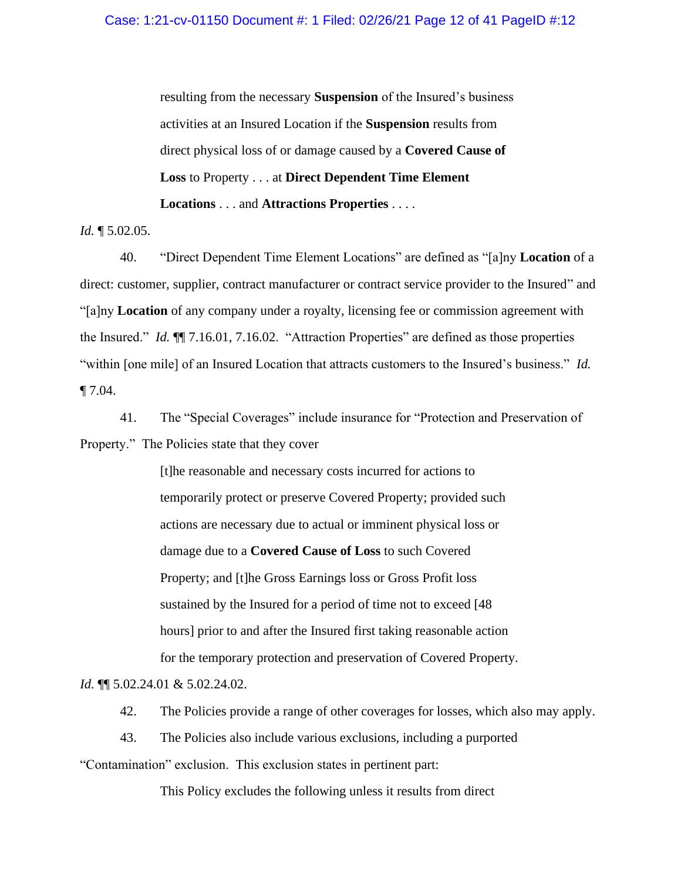> resulting from the necessary **Suspension** of the Insured's business activities at an Insured Location if the **Suspension** results from direct physical loss of or damage caused by a **Covered Cause of Loss** to Property . . . at **Direct Dependent Time Element Locations** . . . and **Attractions Properties** . . . .

*Id.* ¶ 5.02.05.

40. "Direct Dependent Time Element Locations" are defined as "[a]ny **Location** of a direct: customer, supplier, contract manufacturer or contract service provider to the Insured" and "[a]ny **Location** of any company under a royalty, licensing fee or commission agreement with the Insured." *Id.* ¶¶ 7.16.01, 7.16.02. "Attraction Properties" are defined as those properties "within [one mile] of an Insured Location that attracts customers to the Insured's business." *Id.* ¶ 7.04.

41. The "Special Coverages" include insurance for "Protection and Preservation of Property." The Policies state that they cover

> [t]he reasonable and necessary costs incurred for actions to temporarily protect or preserve Covered Property; provided such actions are necessary due to actual or imminent physical loss or damage due to a **Covered Cause of Loss** to such Covered Property; and [t]he Gross Earnings loss or Gross Profit loss sustained by the Insured for a period of time not to exceed [48 hours] prior to and after the Insured first taking reasonable action for the temporary protection and preservation of Covered Property.

*Id.* ¶¶ 5.02.24.01 & 5.02.24.02.

42. The Policies provide a range of other coverages for losses, which also may apply.

43. The Policies also include various exclusions, including a purported "Contamination" exclusion. This exclusion states in pertinent part:

> This Policy excludes the following unless it results from direct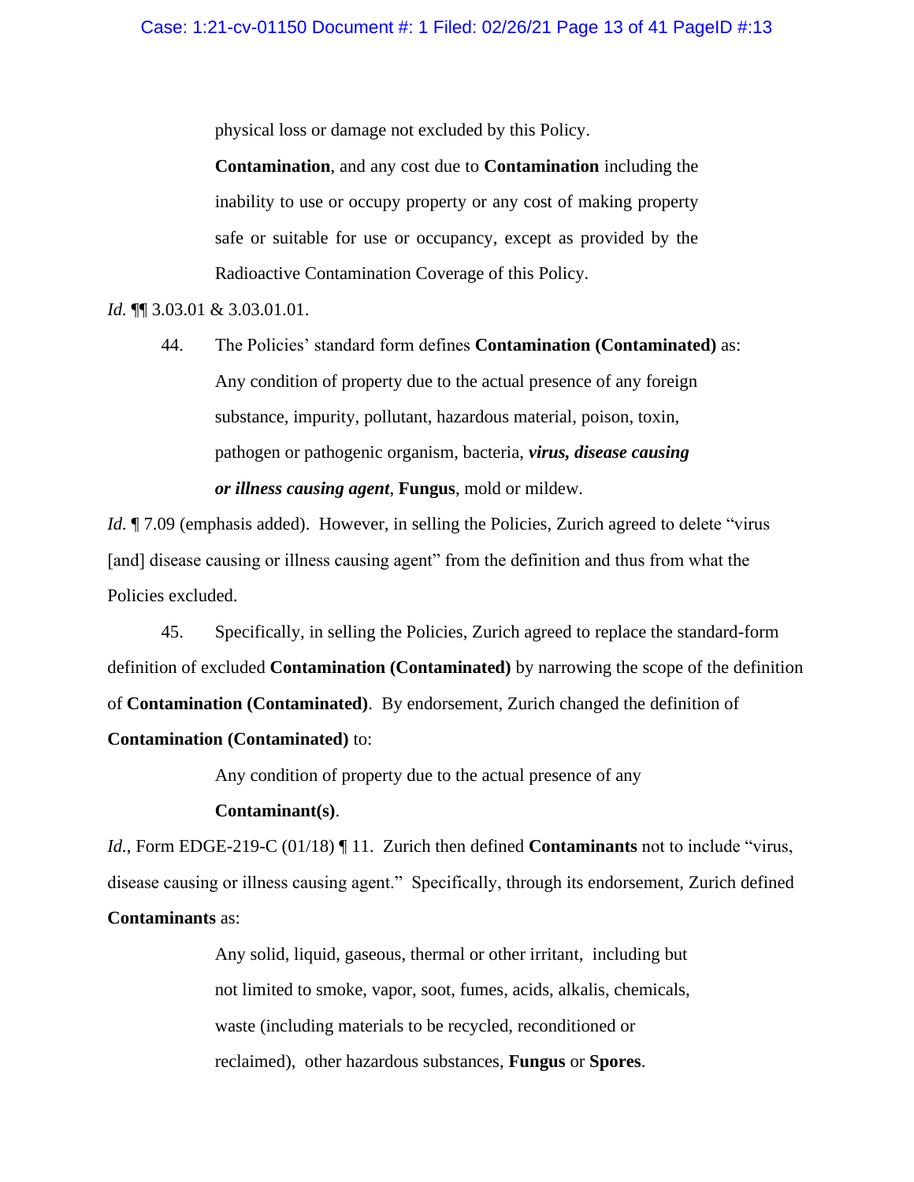> physical loss or damage not excluded by this Policy.
>
> **Contamination**, and any cost due to **Contamination** including the inability to use or occupy property or any cost of making property safe or suitable for use or occupancy, except as provided by the Radioactive Contamination Coverage of this Policy.

*Id.* ¶¶ 3.03.01 & 3.03.01.01.

44. The Policies' standard form defines **Contamination (Contaminated)** as:

> Any condition of property due to the actual presence of any foreign substance, impurity, pollutant, hazardous material, poison, toxin, pathogen or pathogenic organism, bacteria, ***virus, disease causing or illness causing agent***, **Fungus**, mold or mildew.

*Id.* ¶ 7.09 (emphasis added). However, in selling the Policies, Zurich agreed to delete "virus [and] disease causing or illness causing agent" from the definition and thus from what the Policies excluded.

45. Specifically, in selling the Policies, Zurich agreed to replace the standard-form definition of excluded **Contamination (Contaminated)** by narrowing the scope of the definition of **Contamination (Contaminated)**. By endorsement, Zurich changed the definition of **Contamination (Contaminated)** to:

> Any condition of property due to the actual presence of any **Contaminant(s)**.

*Id.*, Form EDGE-219-C (01/18) ¶ 11. Zurich then defined **Contaminants** not to include "virus, disease causing or illness causing agent." Specifically, through its endorsement, Zurich defined **Contaminants** as:

> Any solid, liquid, gaseous, thermal or other irritant, including but not limited to smoke, vapor, soot, fumes, acids, alkalis, chemicals, waste (including materials to be recycled, reconditioned or reclaimed), other hazardous substances, **Fungus** or **Spores**.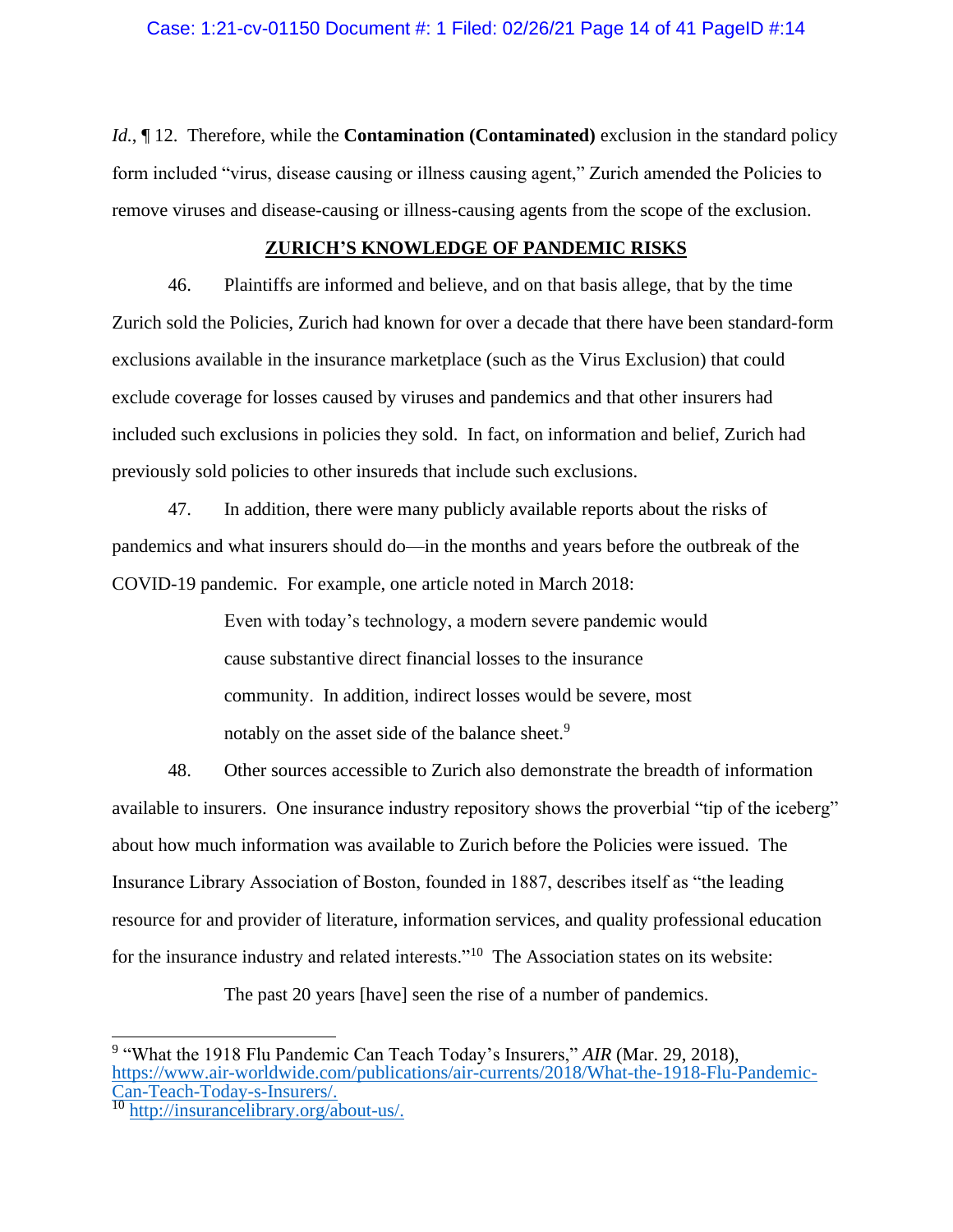*Id.*, ¶ 12. Therefore, while the **Contamination (Contaminated)** exclusion in the standard policy form included "virus, disease causing or illness causing agent," Zurich amended the Policies to remove viruses and disease-causing or illness-causing agents from the scope of the exclusion.

## ZURICH'S KNOWLEDGE OF PANDEMIC RISKS

46. Plaintiffs are informed and believe, and on that basis allege, that by the time Zurich sold the Policies, Zurich had known for over a decade that there have been standard-form exclusions available in the insurance marketplace (such as the Virus Exclusion) that could exclude coverage for losses caused by viruses and pandemics and that other insurers had included such exclusions in policies they sold. In fact, on information and belief, Zurich had previously sold policies to other insureds that include such exclusions.

47. In addition, there were many publicly available reports about the risks of pandemics and what insurers should do—in the months and years before the outbreak of the COVID-19 pandemic. For example, one article noted in March 2018:

> Even with today's technology, a modern severe pandemic would cause substantive direct financial losses to the insurance community. In addition, indirect losses would be severe, most notably on the asset side of the balance sheet.[9]

48. Other sources accessible to Zurich also demonstrate the breadth of information available to insurers. One insurance industry repository shows the proverbial "tip of the iceberg" about how much information was available to Zurich before the Policies were issued. The Insurance Library Association of Boston, founded in 1887, describes itself as "the leading resource for and provider of literature, information services, and quality professional education for the insurance industry and related interests."[10] The Association states on its website:

> The past 20 years [have] seen the rise of a number of pandemics.

---

[9] "What the 1918 Flu Pandemic Can Teach Today's Insurers," *AIR* (Mar. 29, 2018), https://www.air-worldwide.com/publications/air-currents/2018/What-the-1918-Flu-Pandemic-Can-Teach-Today-s-Insurers/.

[10] http://insurancelibrary.org/about-us/.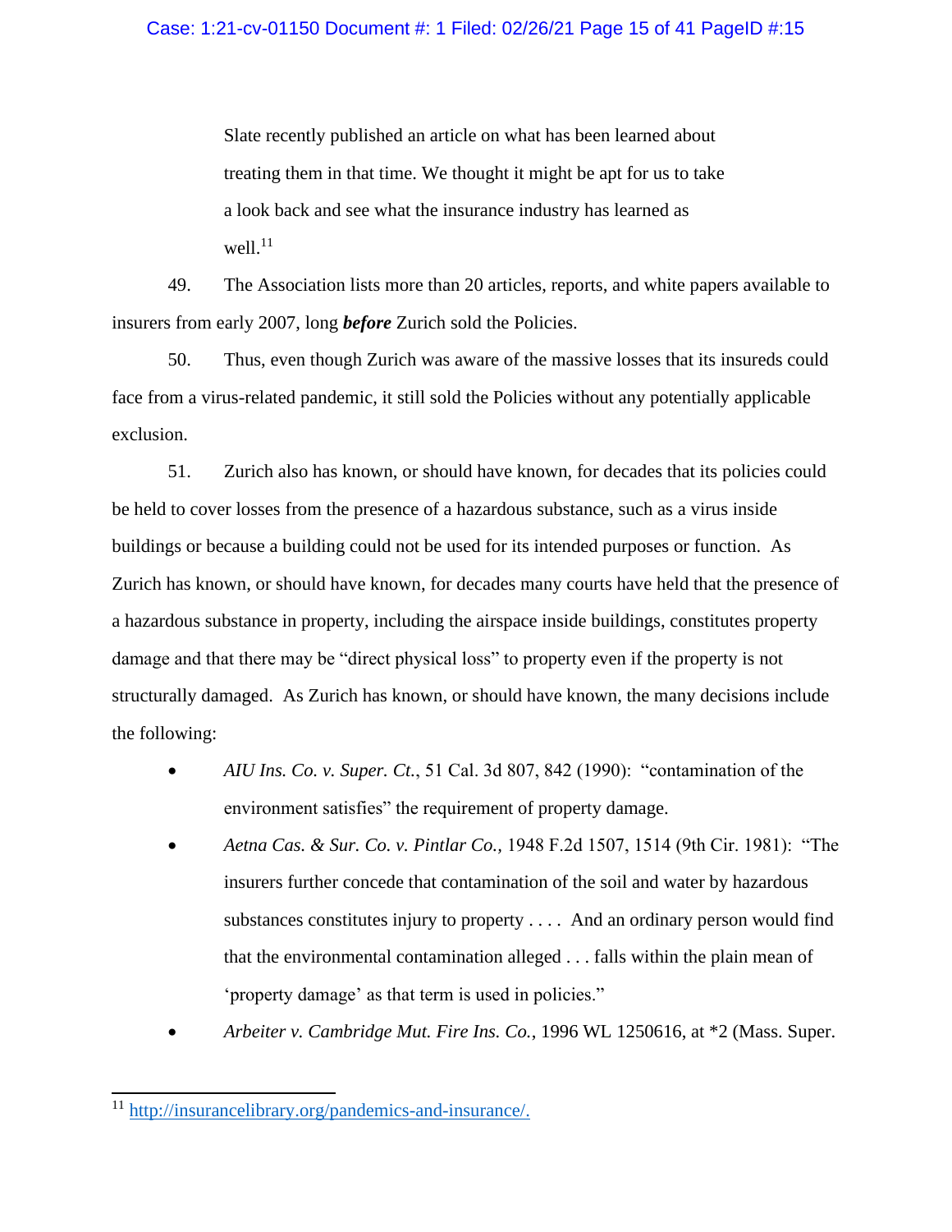> Slate recently published an article on what has been learned about treating them in that time. We thought it might be apt for us to take a look back and see what the insurance industry has learned as well.[11]

49. The Association lists more than 20 articles, reports, and white papers available to insurers from early 2007, long ***before*** Zurich sold the Policies.

50. Thus, even though Zurich was aware of the massive losses that its insureds could face from a virus-related pandemic, it still sold the Policies without any potentially applicable exclusion.

51. Zurich also has known, or should have known, for decades that its policies could be held to cover losses from the presence of a hazardous substance, such as a virus inside buildings or because a building could not be used for its intended purposes or function. As Zurich has known, or should have known, for decades many courts have held that the presence of a hazardous substance in property, including the airspace inside buildings, constitutes property damage and that there may be "direct physical loss" to property even if the property is not structurally damaged. As Zurich has known, or should have known, the many decisions include the following:

- *AIU Ins. Co. v. Super. Ct.*, 51 Cal. 3d 807, 842 (1990): "contamination of the environment satisfies" the requirement of property damage.
- *Aetna Cas. & Sur. Co. v. Pintlar Co.,* 1948 F.2d 1507, 1514 (9th Cir. 1981): "The insurers further concede that contamination of the soil and water by hazardous substances constitutes injury to property . . . . And an ordinary person would find that the environmental contamination alleged . . . falls within the plain mean of 'property damage' as that term is used in policies."
- *Arbeiter v. Cambridge Mut. Fire Ins. Co.*, 1996 WL 1250616, at *2 (Mass. Super.

[11] http://insurancelibrary.org/pandemics-and-insurance/.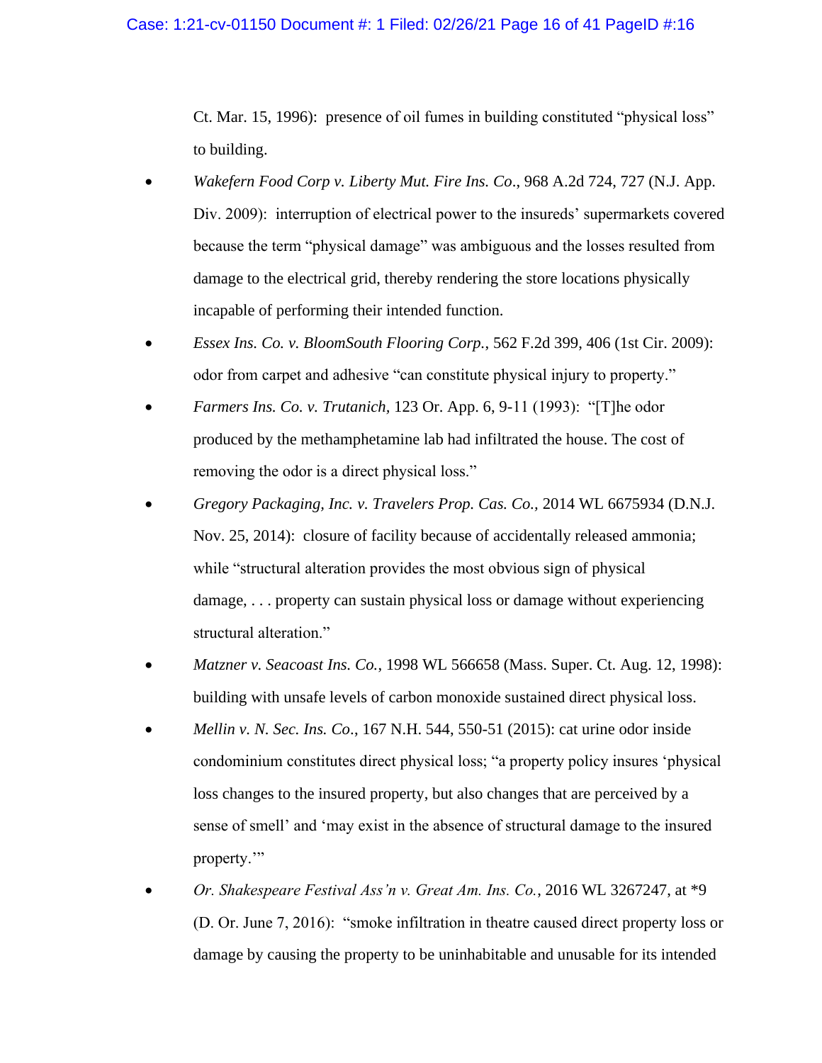Ct. Mar. 15, 1996): presence of oil fumes in building constituted "physical loss" to building.

- *Wakefern Food Corp v. Liberty Mut. Fire Ins. Co*., 968 A.2d 724, 727 (N.J. App. Div. 2009): interruption of electrical power to the insureds' supermarkets covered because the term "physical damage" was ambiguous and the losses resulted from damage to the electrical grid, thereby rendering the store locations physically incapable of performing their intended function.
- *Essex Ins. Co. v. BloomSouth Flooring Corp.*, 562 F.2d 399, 406 (1st Cir. 2009): odor from carpet and adhesive "can constitute physical injury to property."
- *Farmers Ins. Co. v. Trutanich*, 123 Or. App. 6, 9-11 (1993): "[T]he odor produced by the methamphetamine lab had infiltrated the house. The cost of removing the odor is a direct physical loss."
- *Gregory Packaging, Inc. v. Travelers Prop. Cas. Co.*, 2014 WL 6675934 (D.N.J. Nov. 25, 2014): closure of facility because of accidentally released ammonia; while "structural alteration provides the most obvious sign of physical damage, . . . property can sustain physical loss or damage without experiencing structural alteration."
- *Matzner v. Seacoast Ins. Co.*, 1998 WL 566658 (Mass. Super. Ct. Aug. 12, 1998): building with unsafe levels of carbon monoxide sustained direct physical loss.
- *Mellin v. N. Sec. Ins. Co*., 167 N.H. 544, 550-51 (2015): cat urine odor inside condominium constitutes direct physical loss; "a property policy insures 'physical loss changes to the insured property, but also changes that are perceived by a sense of smell' and 'may exist in the absence of structural damage to the insured property.'"
- *Or. Shakespeare Festival Ass'n v. Great Am. Ins. Co.*, 2016 WL 3267247, at *9 (D. Or. June 7, 2016): "smoke infiltration in theatre caused direct property loss or damage by causing the property to be uninhabitable and unusable for its intended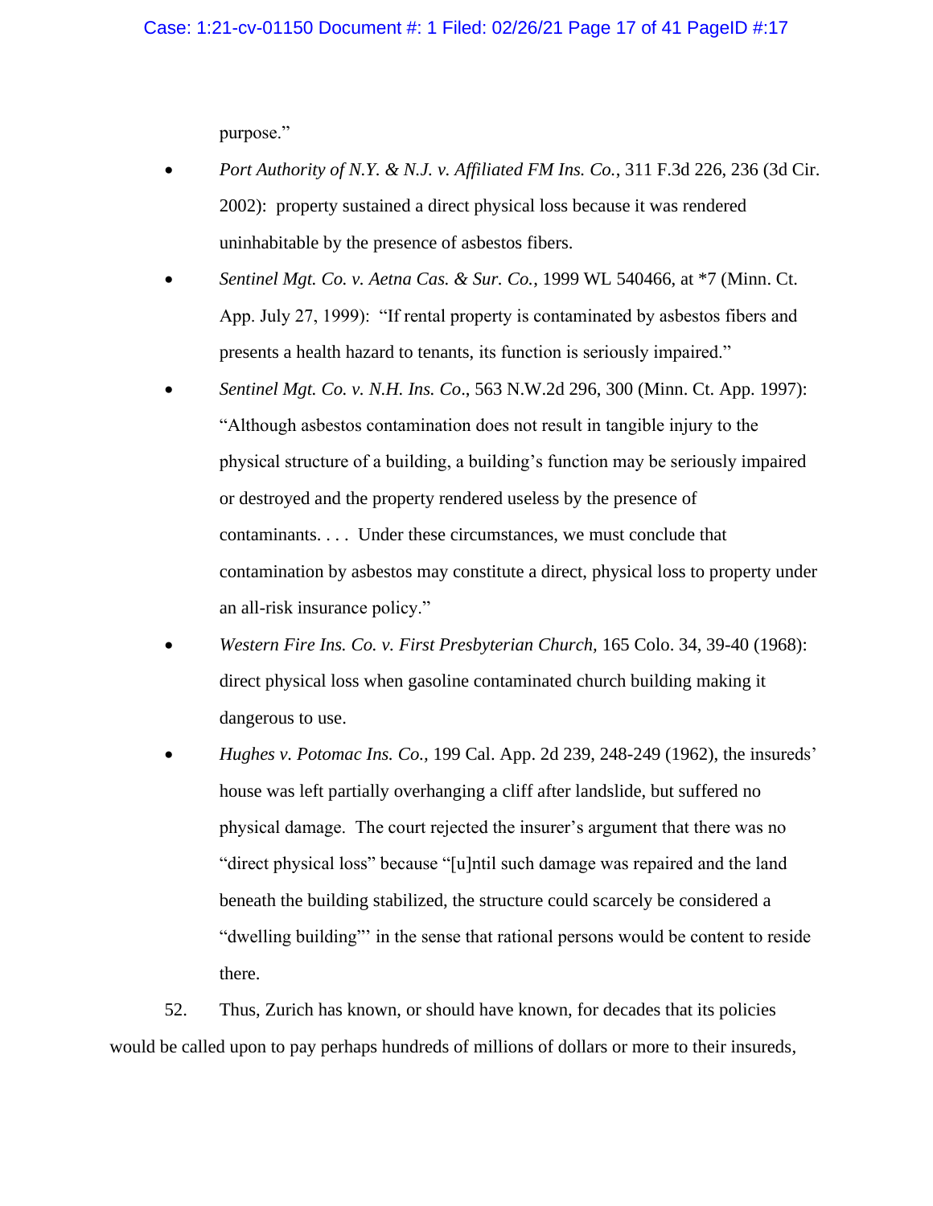purpose."

- *Port Authority of N.Y. & N.J. v. Affiliated FM Ins. Co.*, 311 F.3d 226, 236 (3d Cir. 2002): property sustained a direct physical loss because it was rendered uninhabitable by the presence of asbestos fibers.
- *Sentinel Mgt. Co. v. Aetna Cas. & Sur. Co.*, 1999 WL 540466, at *7 (Minn. Ct. App. July 27, 1999): "If rental property is contaminated by asbestos fibers and presents a health hazard to tenants, its function is seriously impaired."
- *Sentinel Mgt. Co. v. N.H. Ins. Co*., 563 N.W.2d 296, 300 (Minn. Ct. App. 1997): "Although asbestos contamination does not result in tangible injury to the physical structure of a building, a building's function may be seriously impaired or destroyed and the property rendered useless by the presence of contaminants. . . . Under these circumstances, we must conclude that contamination by asbestos may constitute a direct, physical loss to property under an all-risk insurance policy."
- *Western Fire Ins. Co. v. First Presbyterian Church,* 165 Colo. 34, 39-40 (1968): direct physical loss when gasoline contaminated church building making it dangerous to use.
- *Hughes v. Potomac Ins. Co.,* 199 Cal. App. 2d 239, 248-249 (1962), the insureds' house was left partially overhanging a cliff after landslide, but suffered no physical damage. The court rejected the insurer's argument that there was no "direct physical loss" because "[u]ntil such damage was repaired and the land beneath the building stabilized, the structure could scarcely be considered a "dwelling building"' in the sense that rational persons would be content to reside there.

52. Thus, Zurich has known, or should have known, for decades that its policies would be called upon to pay perhaps hundreds of millions of dollars or more to their insureds,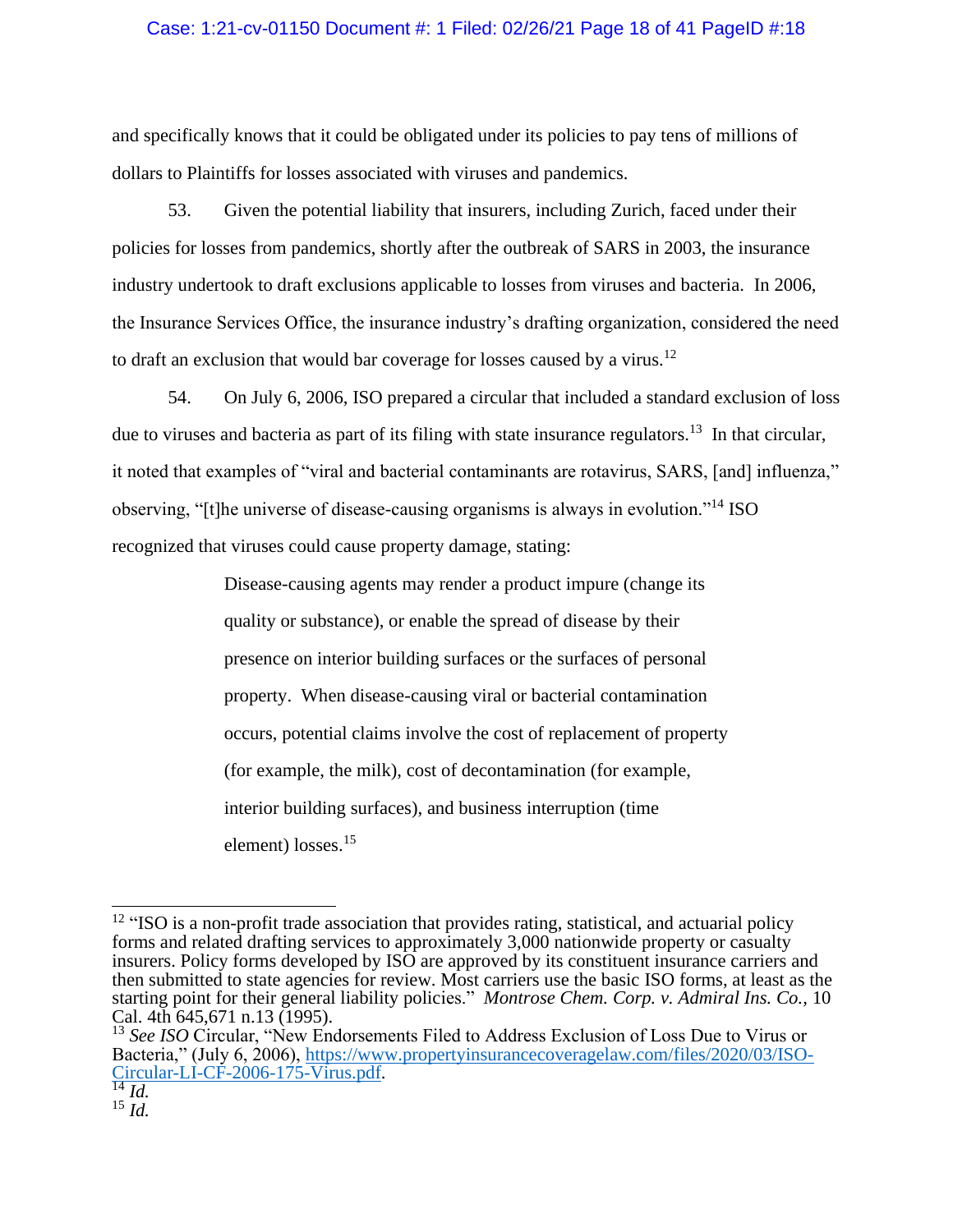and specifically knows that it could be obligated under its policies to pay tens of millions of dollars to Plaintiffs for losses associated with viruses and pandemics.

53. Given the potential liability that insurers, including Zurich, faced under their policies for losses from pandemics, shortly after the outbreak of SARS in 2003, the insurance industry undertook to draft exclusions applicable to losses from viruses and bacteria. In 2006, the Insurance Services Office, the insurance industry's drafting organization, considered the need to draft an exclusion that would bar coverage for losses caused by a virus.[12]

54. On July 6, 2006, ISO prepared a circular that included a standard exclusion of loss due to viruses and bacteria as part of its filing with state insurance regulators.[13] In that circular, it noted that examples of "viral and bacterial contaminants are rotavirus, SARS, [and] influenza," observing, "[t]he universe of disease-causing organisms is always in evolution."[14] ISO recognized that viruses could cause property damage, stating:

> Disease-causing agents may render a product impure (change its quality or substance), or enable the spread of disease by their presence on interior building surfaces or the surfaces of personal property. When disease-causing viral or bacterial contamination occurs, potential claims involve the cost of replacement of property (for example, the milk), cost of decontamination (for example, interior building surfaces), and business interruption (time element) losses.[15]

---

[12] "ISO is a non-profit trade association that provides rating, statistical, and actuarial policy forms and related drafting services to approximately 3,000 nationwide property or casualty insurers. Policy forms developed by ISO are approved by its constituent insurance carriers and then submitted to state agencies for review. Most carriers use the basic ISO forms, at least as the starting point for their general liability policies." *Montrose Chem. Corp. v. Admiral Ins. Co.*, 10 Cal. 4th 645,671 n.13 (1995).

[13] *See ISO* Circular, "New Endorsements Filed to Address Exclusion of Loss Due to Virus or Bacteria," (July 6, 2006), https://www.propertyinsurancecoveragelaw.com/files/2020/03/ISO-Circular-LI-CF-2006-175-Virus.pdf.

[14] *Id.*

[15] *Id.*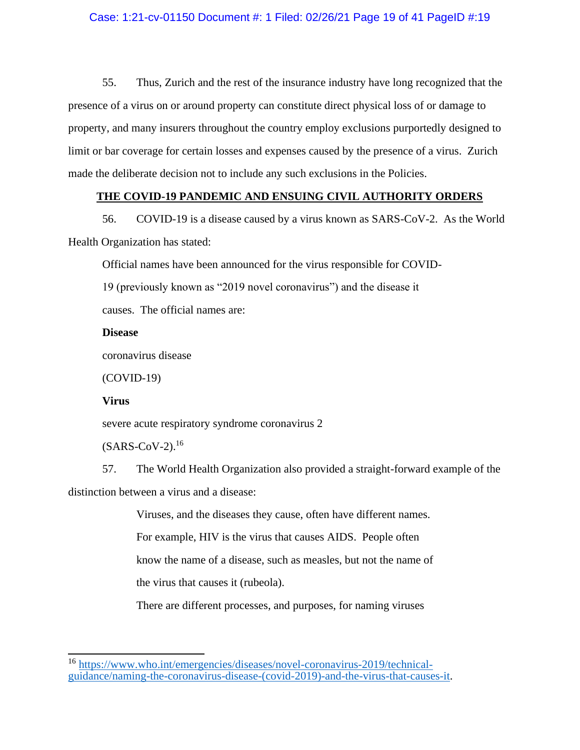55. Thus, Zurich and the rest of the insurance industry have long recognized that the presence of a virus on or around property can constitute direct physical loss of or damage to property, and many insurers throughout the country employ exclusions purportedly designed to limit or bar coverage for certain losses and expenses caused by the presence of a virus. Zurich made the deliberate decision not to include any such exclusions in the Policies.

## THE COVID-19 PANDEMIC AND ENSUING CIVIL AUTHORITY ORDERS

56. COVID-19 is a disease caused by a virus known as SARS-CoV-2. As the World Health Organization has stated:

> Official names have been announced for the virus responsible for COVID-19 (previously known as "2019 novel coronavirus") and the disease it causes. The official names are:
>
> **Disease**
>
> coronavirus disease
>
> (COVID-19)
>
> **Virus**
>
> severe acute respiratory syndrome coronavirus 2
>
> (SARS-CoV-2).[16]

57. The World Health Organization also provided a straight-forward example of the distinction between a virus and a disease:

> Viruses, and the diseases they cause, often have different names. For example, HIV is the virus that causes AIDS. People often know the name of a disease, such as measles, but not the name of the virus that causes it (rubeola).
>
> There are different processes, and purposes, for naming viruses

[16] https://www.who.int/emergencies/diseases/novel-coronavirus-2019/technical-guidance/naming-the-coronavirus-disease-(covid-2019)-and-the-virus-that-causes-it.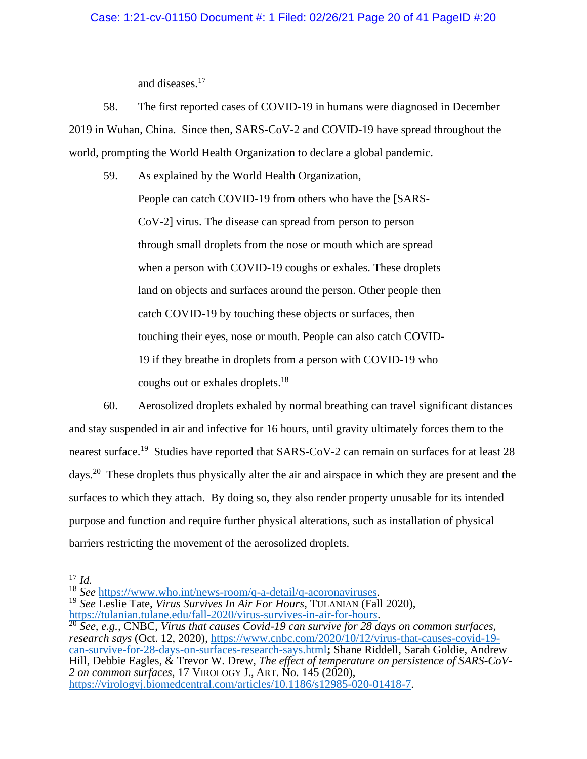and diseases.[17]

58. The first reported cases of COVID-19 in humans were diagnosed in December 2019 in Wuhan, China. Since then, SARS-CoV-2 and COVID-19 have spread throughout the world, prompting the World Health Organization to declare a global pandemic.

59. As explained by the World Health Organization,

> People can catch COVID-19 from others who have the [SARS-CoV-2] virus. The disease can spread from person to person through small droplets from the nose or mouth which are spread when a person with COVID-19 coughs or exhales. These droplets land on objects and surfaces around the person. Other people then catch COVID-19 by touching these objects or surfaces, then touching their eyes, nose or mouth. People can also catch COVID-19 if they breathe in droplets from a person with COVID-19 who coughs out or exhales droplets.[18]

60. Aerosolized droplets exhaled by normal breathing can travel significant distances and stay suspended in air and infective for 16 hours, until gravity ultimately forces them to the nearest surface.[19] Studies have reported that SARS-CoV-2 can remain on surfaces for at least 28 days.[20] These droplets thus physically alter the air and airspace in which they are present and the surfaces to which they attach. By doing so, they also render property unusable for its intended purpose and function and require further physical alterations, such as installation of physical barriers restricting the movement of the aerosolized droplets.

---

[17] *Id.*

[18] *See* https://www.who.int/news-room/q-a-detail/q-acoronaviruses.

[19] *See* Leslie Tate, *Virus Survives In Air For Hours*, TULANIAN (Fall 2020), https://tulanian.tulane.edu/fall-2020/virus-survives-in-air-for-hours.

[20] *See, e.g.*, CNBC, *Virus that causes Covid-19 can survive for 28 days on common surfaces, research says* (Oct. 12, 2020), https://www.cnbc.com/2020/10/12/virus-that-causes-covid-19-can-survive-for-28-days-on-surfaces-research-says.html**;** Shane Riddell, Sarah Goldie, Andrew Hill, Debbie Eagles, & Trevor W. Drew, *The effect of temperature on persistence of SARS-CoV-2 on common surfaces*, 17 VIROLOGY J., ART. No. 145 (2020), https://virologyj.biomedcentral.com/articles/10.1186/s12985-020-01418-7.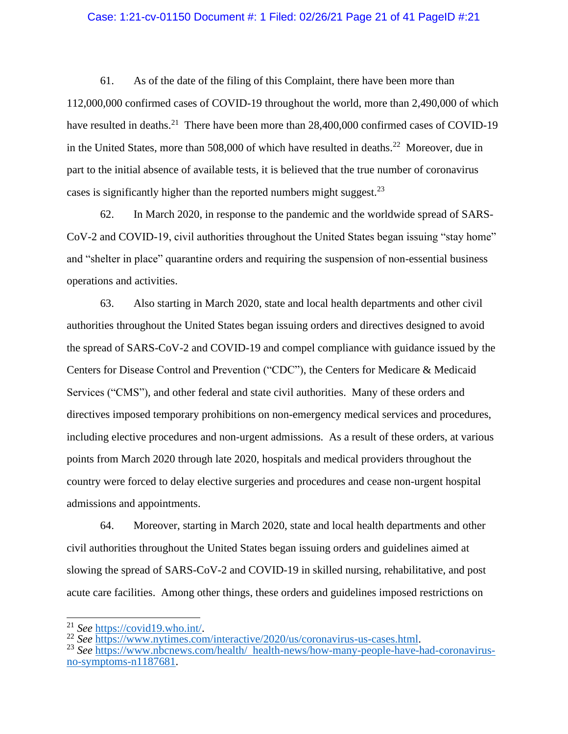61. As of the date of the filing of this Complaint, there have been more than 112,000,000 confirmed cases of COVID-19 throughout the world, more than 2,490,000 of which have resulted in deaths.[21] There have been more than 28,400,000 confirmed cases of COVID-19 in the United States, more than 508,000 of which have resulted in deaths.[22] Moreover, due in part to the initial absence of available tests, it is believed that the true number of coronavirus cases is significantly higher than the reported numbers might suggest.[23]

62. In March 2020, in response to the pandemic and the worldwide spread of SARS-CoV-2 and COVID-19, civil authorities throughout the United States began issuing "stay home" and "shelter in place" quarantine orders and requiring the suspension of non-essential business operations and activities.

63. Also starting in March 2020, state and local health departments and other civil authorities throughout the United States began issuing orders and directives designed to avoid the spread of SARS-CoV-2 and COVID-19 and compel compliance with guidance issued by the Centers for Disease Control and Prevention ("CDC"), the Centers for Medicare & Medicaid Services ("CMS"), and other federal and state civil authorities. Many of these orders and directives imposed temporary prohibitions on non-emergency medical services and procedures, including elective procedures and non-urgent admissions. As a result of these orders, at various points from March 2020 through late 2020, hospitals and medical providers throughout the country were forced to delay elective surgeries and procedures and cease non-urgent hospital admissions and appointments.

64. Moreover, starting in March 2020, state and local health departments and other civil authorities throughout the United States began issuing orders and guidelines aimed at slowing the spread of SARS-CoV-2 and COVID-19 in skilled nursing, rehabilitative, and post acute care facilities. Among other things, these orders and guidelines imposed restrictions on

---

[21] *See* https://covid19.who.int/.

[22] *See* https://www.nytimes.com/interactive/2020/us/coronavirus-us-cases.html.

[23] *See* https://www.nbcnews.com/health/_health-news/how-many-people-have-had-coronavirus-no-symptoms-n1187681.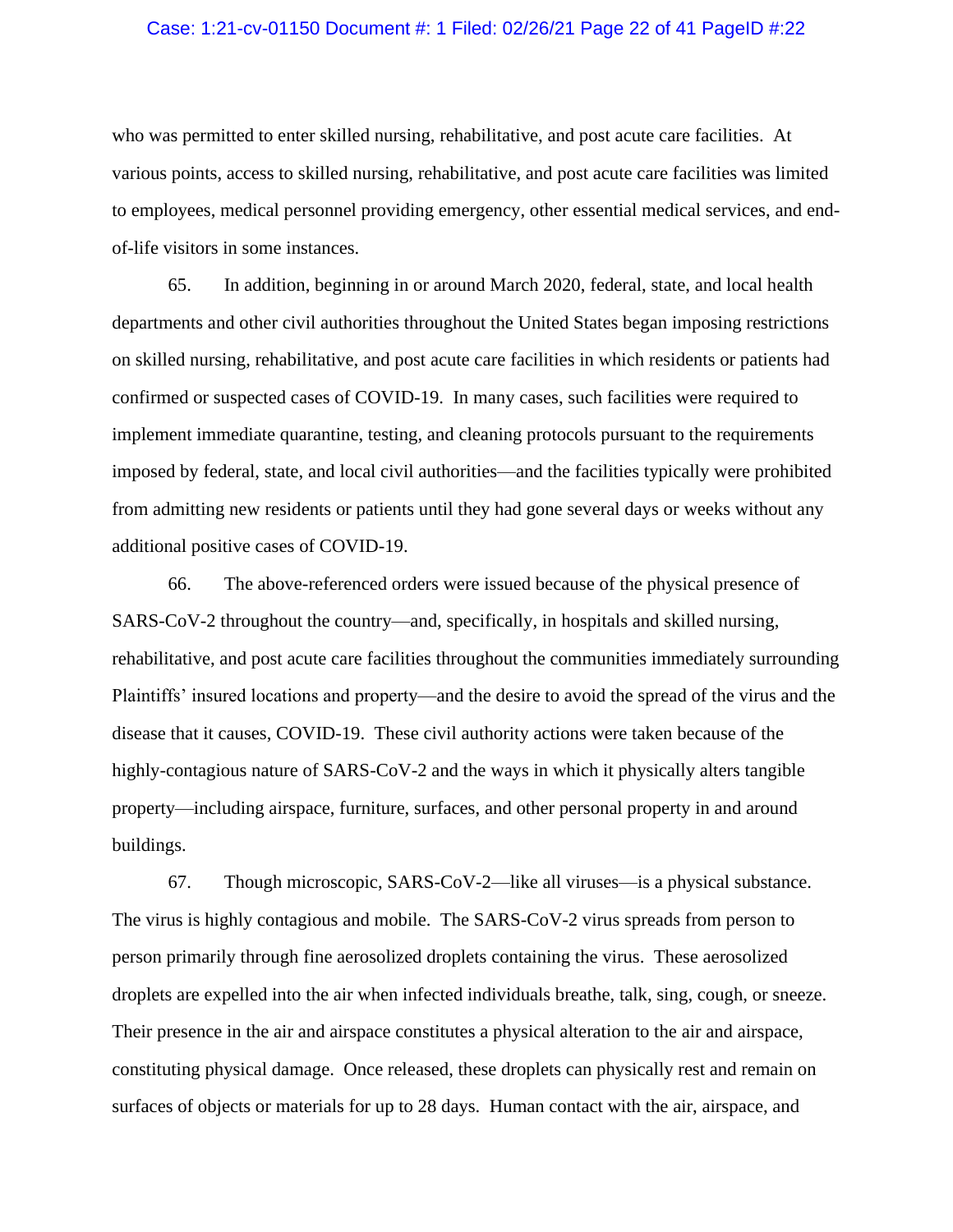who was permitted to enter skilled nursing, rehabilitative, and post acute care facilities. At various points, access to skilled nursing, rehabilitative, and post acute care facilities was limited to employees, medical personnel providing emergency, other essential medical services, and end-of-life visitors in some instances.

65. In addition, beginning in or around March 2020, federal, state, and local health departments and other civil authorities throughout the United States began imposing restrictions on skilled nursing, rehabilitative, and post acute care facilities in which residents or patients had confirmed or suspected cases of COVID-19. In many cases, such facilities were required to implement immediate quarantine, testing, and cleaning protocols pursuant to the requirements imposed by federal, state, and local civil authorities—and the facilities typically were prohibited from admitting new residents or patients until they had gone several days or weeks without any additional positive cases of COVID-19.

66. The above-referenced orders were issued because of the physical presence of SARS-CoV-2 throughout the country—and, specifically, in hospitals and skilled nursing, rehabilitative, and post acute care facilities throughout the communities immediately surrounding Plaintiffs' insured locations and property—and the desire to avoid the spread of the virus and the disease that it causes, COVID-19. These civil authority actions were taken because of the highly-contagious nature of SARS-CoV-2 and the ways in which it physically alters tangible property—including airspace, furniture, surfaces, and other personal property in and around buildings.

67. Though microscopic, SARS-CoV-2—like all viruses—is a physical substance. The virus is highly contagious and mobile. The SARS-CoV-2 virus spreads from person to person primarily through fine aerosolized droplets containing the virus. These aerosolized droplets are expelled into the air when infected individuals breathe, talk, sing, cough, or sneeze. Their presence in the air and airspace constitutes a physical alteration to the air and airspace, constituting physical damage. Once released, these droplets can physically rest and remain on surfaces of objects or materials for up to 28 days. Human contact with the air, airspace, and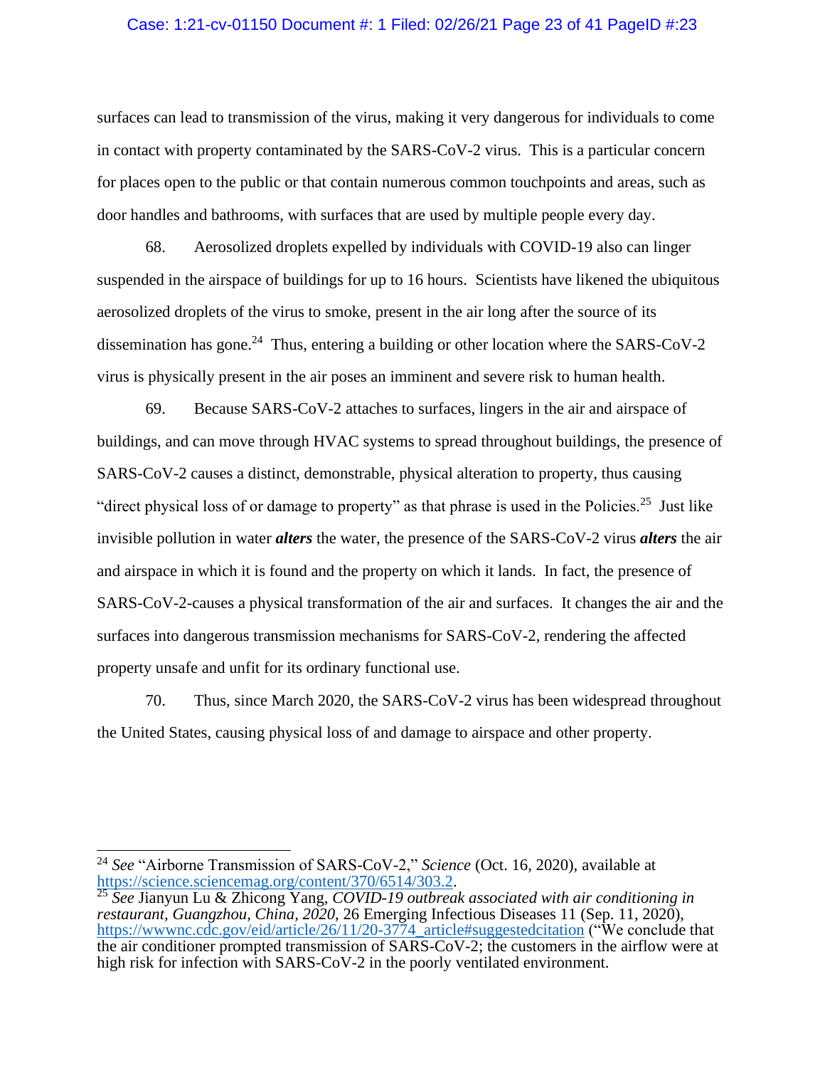surfaces can lead to transmission of the virus, making it very dangerous for individuals to come in contact with property contaminated by the SARS-CoV-2 virus. This is a particular concern for places open to the public or that contain numerous common touchpoints and areas, such as door handles and bathrooms, with surfaces that are used by multiple people every day.

68. Aerosolized droplets expelled by individuals with COVID-19 also can linger suspended in the airspace of buildings for up to 16 hours. Scientists have likened the ubiquitous aerosolized droplets of the virus to smoke, present in the air long after the source of its dissemination has gone.[24] Thus, entering a building or other location where the SARS-CoV-2 virus is physically present in the air poses an imminent and severe risk to human health.

69. Because SARS-CoV-2 attaches to surfaces, lingers in the air and airspace of buildings, and can move through HVAC systems to spread throughout buildings, the presence of SARS-CoV-2 causes a distinct, demonstrable, physical alteration to property, thus causing "direct physical loss of or damage to property" as that phrase is used in the Policies.[25] Just like invisible pollution in water ***alters*** the water, the presence of the SARS-CoV-2 virus ***alters*** the air and airspace in which it is found and the property on which it lands. In fact, the presence of SARS-CoV-2-causes a physical transformation of the air and surfaces. It changes the air and the surfaces into dangerous transmission mechanisms for SARS-CoV-2, rendering the affected property unsafe and unfit for its ordinary functional use.

70. Thus, since March 2020, the SARS-CoV-2 virus has been widespread throughout the United States, causing physical loss of and damage to airspace and other property.

---

[24] *See* "Airborne Transmission of SARS-CoV-2," *Science* (Oct. 16, 2020), available at https://science.sciencemag.org/content/370/6514/303.2.

[25] *See* Jianyun Lu & Zhicong Yang, *COVID-19 outbreak associated with air conditioning in restaurant, Guangzhou, China, 2020*, 26 Emerging Infectious Diseases 11 (Sep. 11, 2020), https://wwwnc.cdc.gov/eid/article/26/11/20-3774_article#suggestedcitation ("We conclude that the air conditioner prompted transmission of SARS-CoV-2; the customers in the airflow were at high risk for infection with SARS-CoV-2 in the poorly ventilated environment.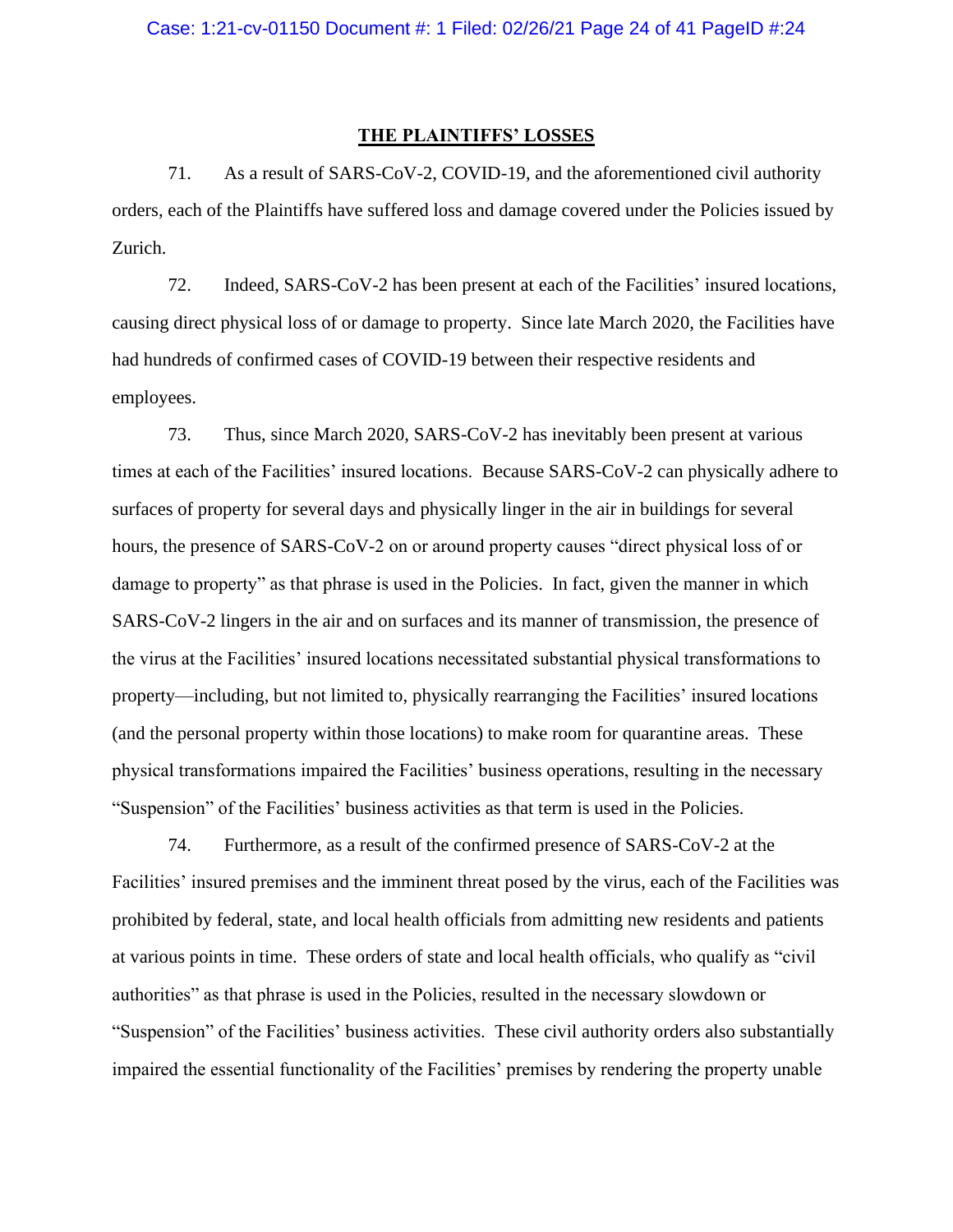## THE PLAINTIFFS' LOSSES

71. As a result of SARS-CoV-2, COVID-19, and the aforementioned civil authority orders, each of the Plaintiffs have suffered loss and damage covered under the Policies issued by Zurich.

72. Indeed, SARS-CoV-2 has been present at each of the Facilities' insured locations, causing direct physical loss of or damage to property. Since late March 2020, the Facilities have had hundreds of confirmed cases of COVID-19 between their respective residents and employees.

73. Thus, since March 2020, SARS-CoV-2 has inevitably been present at various times at each of the Facilities' insured locations. Because SARS-CoV-2 can physically adhere to surfaces of property for several days and physically linger in the air in buildings for several hours, the presence of SARS-CoV-2 on or around property causes "direct physical loss of or damage to property" as that phrase is used in the Policies. In fact, given the manner in which SARS-CoV-2 lingers in the air and on surfaces and its manner of transmission, the presence of the virus at the Facilities' insured locations necessitated substantial physical transformations to property—including, but not limited to, physically rearranging the Facilities' insured locations (and the personal property within those locations) to make room for quarantine areas. These physical transformations impaired the Facilities' business operations, resulting in the necessary "Suspension" of the Facilities' business activities as that term is used in the Policies.

74. Furthermore, as a result of the confirmed presence of SARS-CoV-2 at the Facilities' insured premises and the imminent threat posed by the virus, each of the Facilities was prohibited by federal, state, and local health officials from admitting new residents and patients at various points in time. These orders of state and local health officials, who qualify as "civil authorities" as that phrase is used in the Policies, resulted in the necessary slowdown or "Suspension" of the Facilities' business activities. These civil authority orders also substantially impaired the essential functionality of the Facilities' premises by rendering the property unable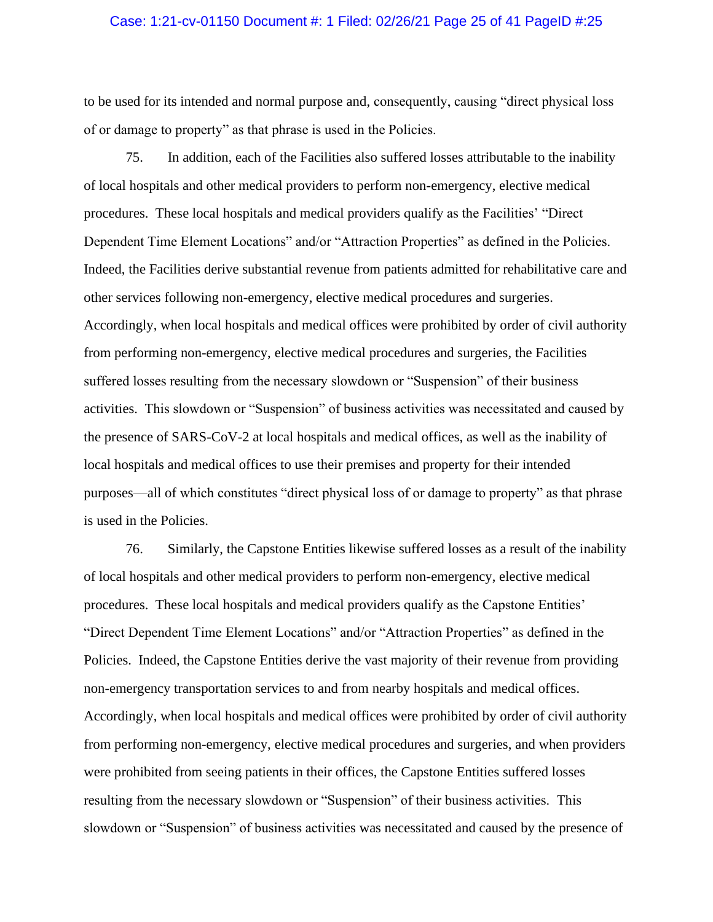to be used for its intended and normal purpose and, consequently, causing "direct physical loss of or damage to property" as that phrase is used in the Policies.

75. In addition, each of the Facilities also suffered losses attributable to the inability of local hospitals and other medical providers to perform non-emergency, elective medical procedures. These local hospitals and medical providers qualify as the Facilities' "Direct Dependent Time Element Locations" and/or "Attraction Properties" as defined in the Policies. Indeed, the Facilities derive substantial revenue from patients admitted for rehabilitative care and other services following non-emergency, elective medical procedures and surgeries. Accordingly, when local hospitals and medical offices were prohibited by order of civil authority from performing non-emergency, elective medical procedures and surgeries, the Facilities suffered losses resulting from the necessary slowdown or "Suspension" of their business activities. This slowdown or "Suspension" of business activities was necessitated and caused by the presence of SARS-CoV-2 at local hospitals and medical offices, as well as the inability of local hospitals and medical offices to use their premises and property for their intended purposes—all of which constitutes "direct physical loss of or damage to property" as that phrase is used in the Policies.

76. Similarly, the Capstone Entities likewise suffered losses as a result of the inability of local hospitals and other medical providers to perform non-emergency, elective medical procedures. These local hospitals and medical providers qualify as the Capstone Entities' "Direct Dependent Time Element Locations" and/or "Attraction Properties" as defined in the Policies. Indeed, the Capstone Entities derive the vast majority of their revenue from providing non-emergency transportation services to and from nearby hospitals and medical offices. Accordingly, when local hospitals and medical offices were prohibited by order of civil authority from performing non-emergency, elective medical procedures and surgeries, and when providers were prohibited from seeing patients in their offices, the Capstone Entities suffered losses resulting from the necessary slowdown or "Suspension" of their business activities. This slowdown or "Suspension" of business activities was necessitated and caused by the presence of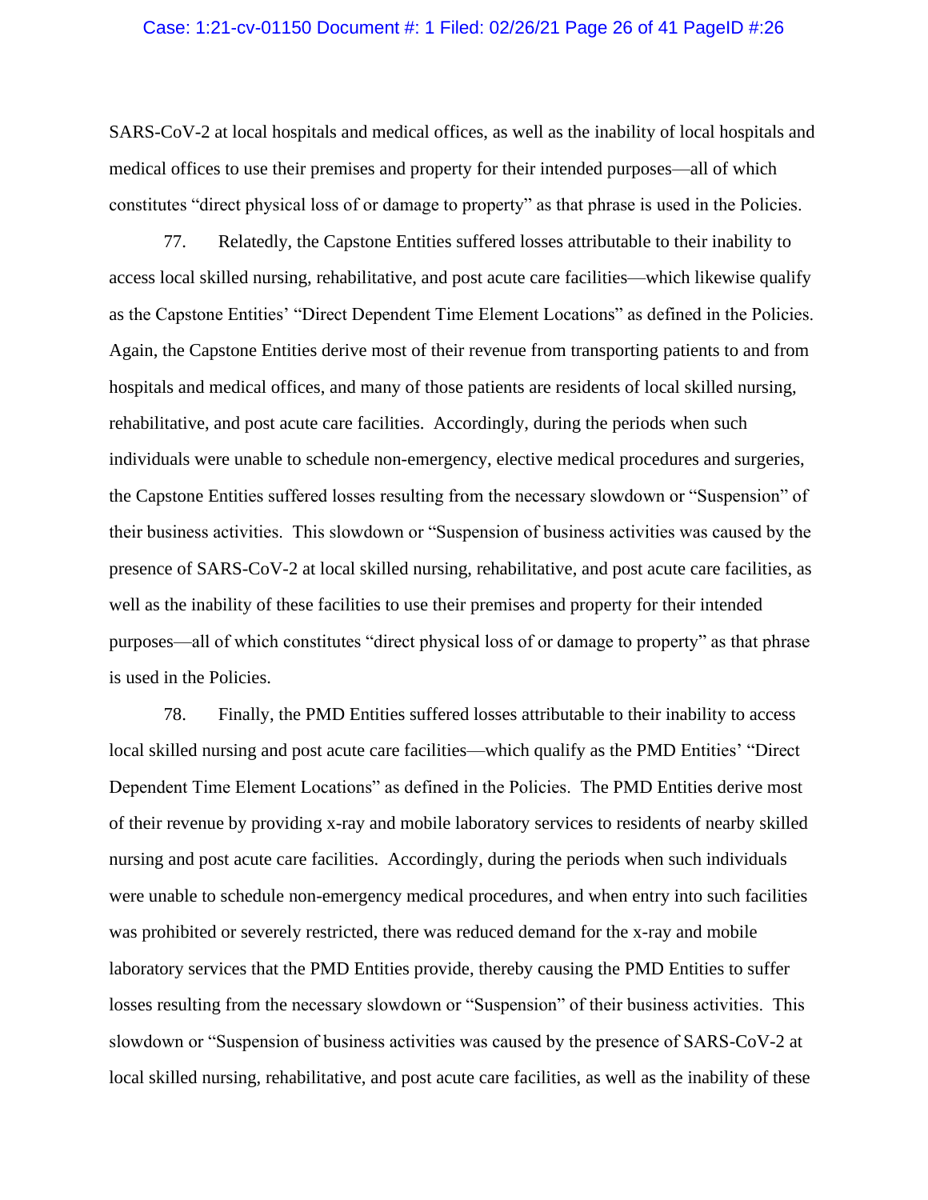SARS-CoV-2 at local hospitals and medical offices, as well as the inability of local hospitals and medical offices to use their premises and property for their intended purposes—all of which constitutes "direct physical loss of or damage to property" as that phrase is used in the Policies.

77. Relatedly, the Capstone Entities suffered losses attributable to their inability to access local skilled nursing, rehabilitative, and post acute care facilities—which likewise qualify as the Capstone Entities' "Direct Dependent Time Element Locations" as defined in the Policies. Again, the Capstone Entities derive most of their revenue from transporting patients to and from hospitals and medical offices, and many of those patients are residents of local skilled nursing, rehabilitative, and post acute care facilities. Accordingly, during the periods when such individuals were unable to schedule non-emergency, elective medical procedures and surgeries, the Capstone Entities suffered losses resulting from the necessary slowdown or "Suspension" of their business activities. This slowdown or "Suspension of business activities was caused by the presence of SARS-CoV-2 at local skilled nursing, rehabilitative, and post acute care facilities, as well as the inability of these facilities to use their premises and property for their intended purposes—all of which constitutes "direct physical loss of or damage to property" as that phrase is used in the Policies.

78. Finally, the PMD Entities suffered losses attributable to their inability to access local skilled nursing and post acute care facilities—which qualify as the PMD Entities' "Direct Dependent Time Element Locations" as defined in the Policies. The PMD Entities derive most of their revenue by providing x-ray and mobile laboratory services to residents of nearby skilled nursing and post acute care facilities. Accordingly, during the periods when such individuals were unable to schedule non-emergency medical procedures, and when entry into such facilities was prohibited or severely restricted, there was reduced demand for the x-ray and mobile laboratory services that the PMD Entities provide, thereby causing the PMD Entities to suffer losses resulting from the necessary slowdown or "Suspension" of their business activities. This slowdown or "Suspension of business activities was caused by the presence of SARS-CoV-2 at local skilled nursing, rehabilitative, and post acute care facilities, as well as the inability of these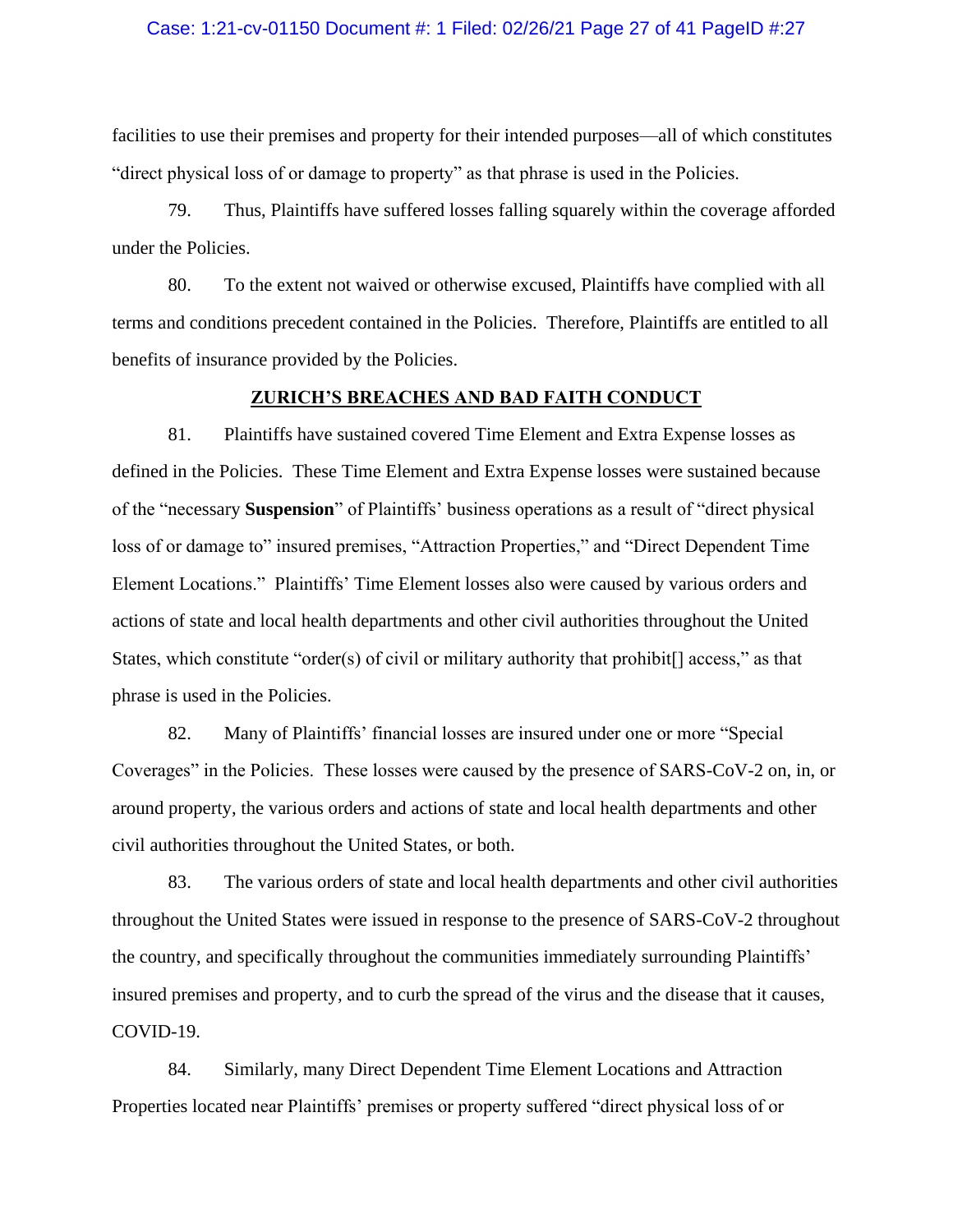facilities to use their premises and property for their intended purposes—all of which constitutes "direct physical loss of or damage to property" as that phrase is used in the Policies.

79. Thus, Plaintiffs have suffered losses falling squarely within the coverage afforded under the Policies.

80. To the extent not waived or otherwise excused, Plaintiffs have complied with all terms and conditions precedent contained in the Policies. Therefore, Plaintiffs are entitled to all benefits of insurance provided by the Policies.

## ZURICH'S BREACHES AND BAD FAITH CONDUCT

81. Plaintiffs have sustained covered Time Element and Extra Expense losses as defined in the Policies. These Time Element and Extra Expense losses were sustained because of the "necessary **Suspension**" of Plaintiffs' business operations as a result of "direct physical loss of or damage to" insured premises, "Attraction Properties," and "Direct Dependent Time Element Locations." Plaintiffs' Time Element losses also were caused by various orders and actions of state and local health departments and other civil authorities throughout the United States, which constitute "order(s) of civil or military authority that prohibit[] access," as that phrase is used in the Policies.

82. Many of Plaintiffs' financial losses are insured under one or more "Special Coverages" in the Policies. These losses were caused by the presence of SARS-CoV-2 on, in, or around property, the various orders and actions of state and local health departments and other civil authorities throughout the United States, or both.

83. The various orders of state and local health departments and other civil authorities throughout the United States were issued in response to the presence of SARS-CoV-2 throughout the country, and specifically throughout the communities immediately surrounding Plaintiffs' insured premises and property, and to curb the spread of the virus and the disease that it causes, COVID-19.

84. Similarly, many Direct Dependent Time Element Locations and Attraction Properties located near Plaintiffs' premises or property suffered "direct physical loss of or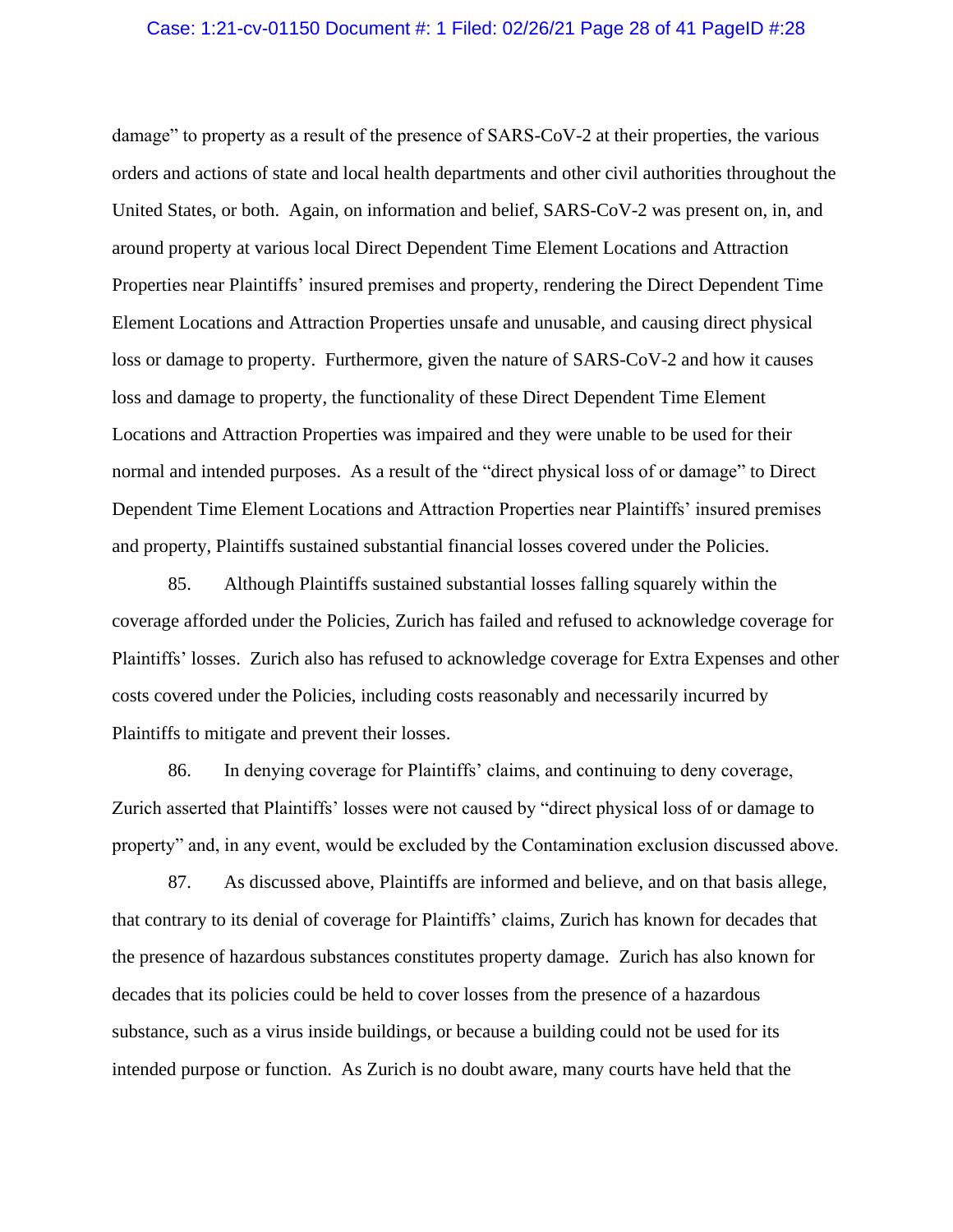damage" to property as a result of the presence of SARS-CoV-2 at their properties, the various orders and actions of state and local health departments and other civil authorities throughout the United States, or both. Again, on information and belief, SARS-CoV-2 was present on, in, and around property at various local Direct Dependent Time Element Locations and Attraction Properties near Plaintiffs' insured premises and property, rendering the Direct Dependent Time Element Locations and Attraction Properties unsafe and unusable, and causing direct physical loss or damage to property. Furthermore, given the nature of SARS-CoV-2 and how it causes loss and damage to property, the functionality of these Direct Dependent Time Element Locations and Attraction Properties was impaired and they were unable to be used for their normal and intended purposes. As a result of the "direct physical loss of or damage" to Direct Dependent Time Element Locations and Attraction Properties near Plaintiffs' insured premises and property, Plaintiffs sustained substantial financial losses covered under the Policies.

85. Although Plaintiffs sustained substantial losses falling squarely within the coverage afforded under the Policies, Zurich has failed and refused to acknowledge coverage for Plaintiffs' losses. Zurich also has refused to acknowledge coverage for Extra Expenses and other costs covered under the Policies, including costs reasonably and necessarily incurred by Plaintiffs to mitigate and prevent their losses.

86. In denying coverage for Plaintiffs' claims, and continuing to deny coverage, Zurich asserted that Plaintiffs' losses were not caused by "direct physical loss of or damage to property" and, in any event, would be excluded by the Contamination exclusion discussed above.

87. As discussed above, Plaintiffs are informed and believe, and on that basis allege, that contrary to its denial of coverage for Plaintiffs' claims, Zurich has known for decades that the presence of hazardous substances constitutes property damage. Zurich has also known for decades that its policies could be held to cover losses from the presence of a hazardous substance, such as a virus inside buildings, or because a building could not be used for its intended purpose or function. As Zurich is no doubt aware, many courts have held that the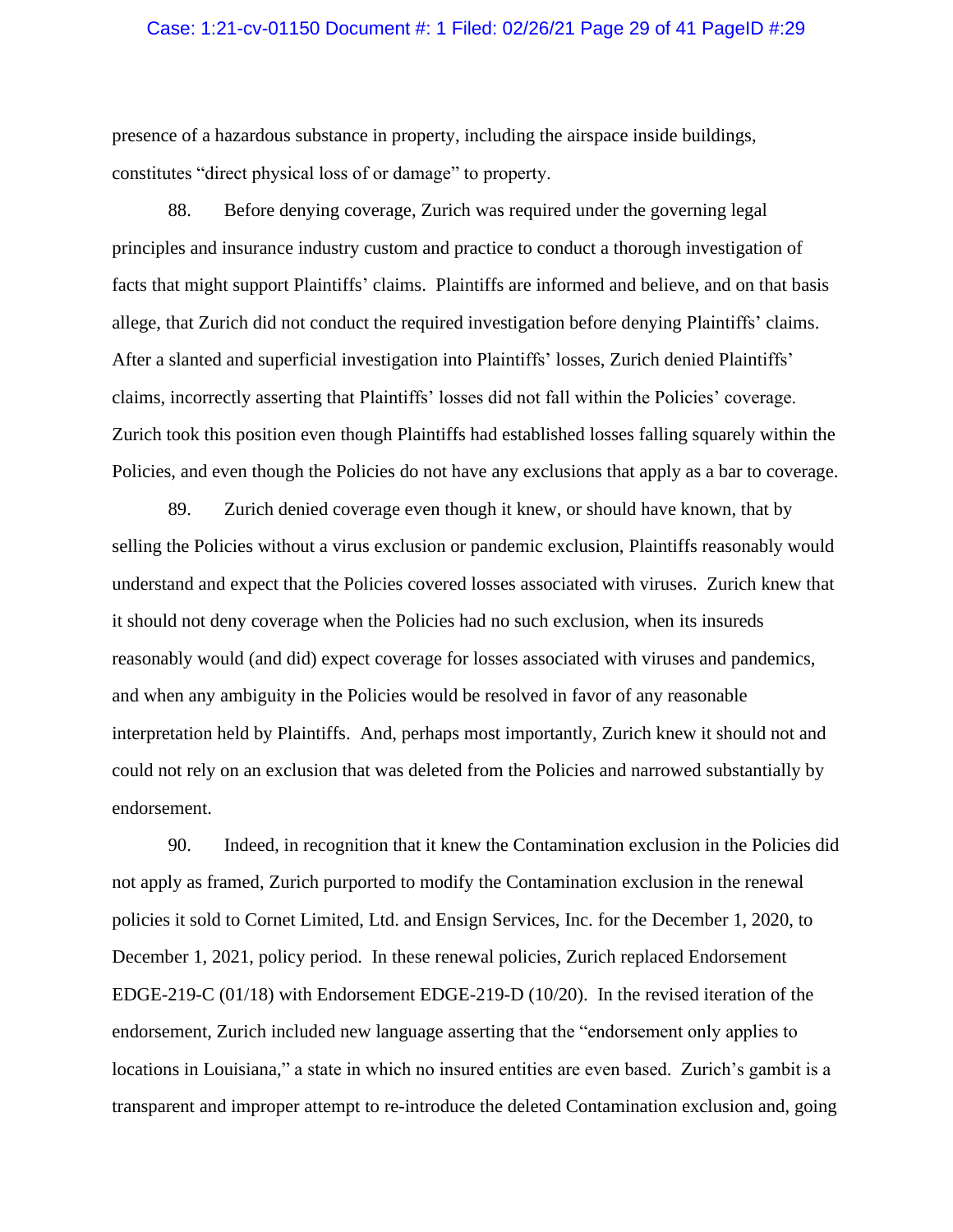presence of a hazardous substance in property, including the airspace inside buildings, constitutes "direct physical loss of or damage" to property.

88. Before denying coverage, Zurich was required under the governing legal principles and insurance industry custom and practice to conduct a thorough investigation of facts that might support Plaintiffs' claims. Plaintiffs are informed and believe, and on that basis allege, that Zurich did not conduct the required investigation before denying Plaintiffs' claims. After a slanted and superficial investigation into Plaintiffs' losses, Zurich denied Plaintiffs' claims, incorrectly asserting that Plaintiffs' losses did not fall within the Policies' coverage. Zurich took this position even though Plaintiffs had established losses falling squarely within the Policies, and even though the Policies do not have any exclusions that apply as a bar to coverage.

89. Zurich denied coverage even though it knew, or should have known, that by selling the Policies without a virus exclusion or pandemic exclusion, Plaintiffs reasonably would understand and expect that the Policies covered losses associated with viruses. Zurich knew that it should not deny coverage when the Policies had no such exclusion, when its insureds reasonably would (and did) expect coverage for losses associated with viruses and pandemics, and when any ambiguity in the Policies would be resolved in favor of any reasonable interpretation held by Plaintiffs. And, perhaps most importantly, Zurich knew it should not and could not rely on an exclusion that was deleted from the Policies and narrowed substantially by endorsement.

90. Indeed, in recognition that it knew the Contamination exclusion in the Policies did not apply as framed, Zurich purported to modify the Contamination exclusion in the renewal policies it sold to Cornet Limited, Ltd. and Ensign Services, Inc. for the December 1, 2020, to December 1, 2021, policy period. In these renewal policies, Zurich replaced Endorsement EDGE-219-C (01/18) with Endorsement EDGE-219-D (10/20). In the revised iteration of the endorsement, Zurich included new language asserting that the "endorsement only applies to locations in Louisiana," a state in which no insured entities are even based. Zurich's gambit is a transparent and improper attempt to re-introduce the deleted Contamination exclusion and, going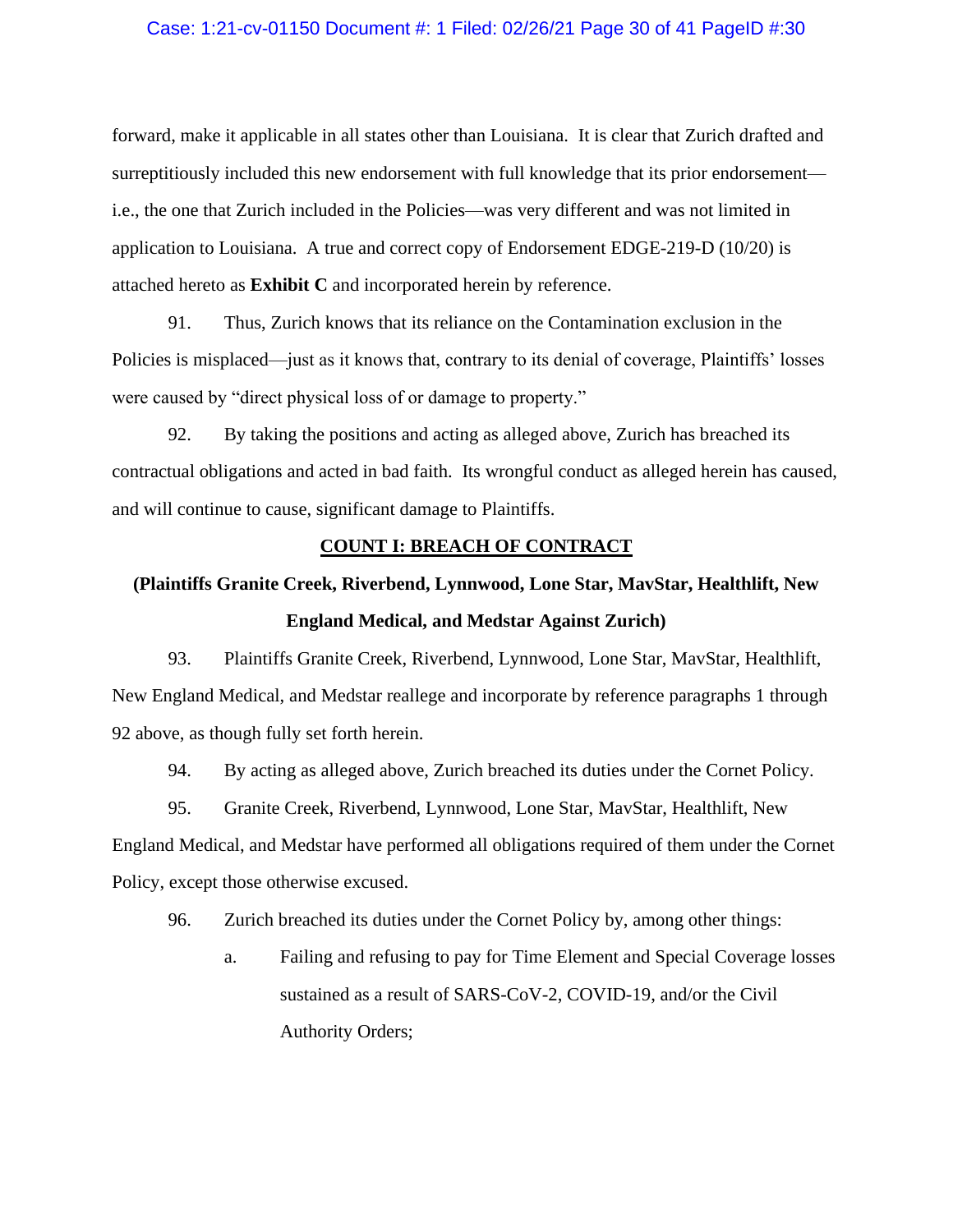forward, make it applicable in all states other than Louisiana. It is clear that Zurich drafted and surreptitiously included this new endorsement with full knowledge that its prior endorsement—i.e., the one that Zurich included in the Policies—was very different and was not limited in application to Louisiana. A true and correct copy of Endorsement EDGE-219-D (10/20) is attached hereto as **Exhibit C** and incorporated herein by reference.

91. Thus, Zurich knows that its reliance on the Contamination exclusion in the Policies is misplaced—just as it knows that, contrary to its denial of coverage, Plaintiffs' losses were caused by "direct physical loss of or damage to property."

92. By taking the positions and acting as alleged above, Zurich has breached its contractual obligations and acted in bad faith. Its wrongful conduct as alleged herein has caused, and will continue to cause, significant damage to Plaintiffs.

**COUNT I: BREACH OF CONTRACT**

**(Plaintiffs Granite Creek, Riverbend, Lynnwood, Lone Star, MavStar, Healthlift, New England Medical, and Medstar Against Zurich)**

93. Plaintiffs Granite Creek, Riverbend, Lynnwood, Lone Star, MavStar, Healthlift, New England Medical, and Medstar reallege and incorporate by reference paragraphs 1 through 92 above, as though fully set forth herein.

94. By acting as alleged above, Zurich breached its duties under the Cornet Policy.

95. Granite Creek, Riverbend, Lynnwood, Lone Star, MavStar, Healthlift, New England Medical, and Medstar have performed all obligations required of them under the Cornet Policy, except those otherwise excused.

96. Zurich breached its duties under the Cornet Policy by, among other things:

a. Failing and refusing to pay for Time Element and Special Coverage losses sustained as a result of SARS-CoV-2, COVID-19, and/or the Civil Authority Orders;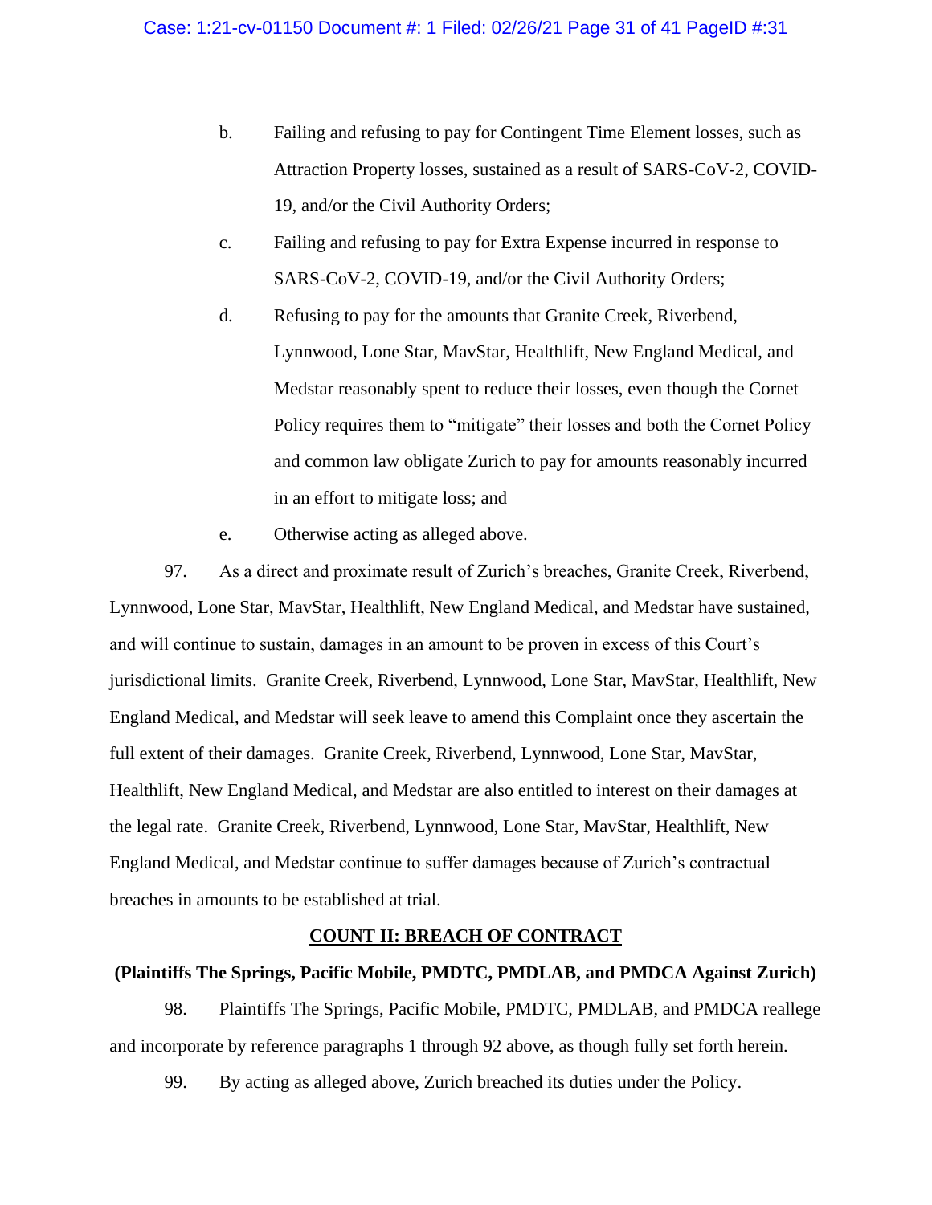b. Failing and refusing to pay for Contingent Time Element losses, such as Attraction Property losses, sustained as a result of SARS-CoV-2, COVID-19, and/or the Civil Authority Orders;

c. Failing and refusing to pay for Extra Expense incurred in response to SARS-CoV-2, COVID-19, and/or the Civil Authority Orders;

d. Refusing to pay for the amounts that Granite Creek, Riverbend, Lynnwood, Lone Star, MavStar, Healthlift, New England Medical, and Medstar reasonably spent to reduce their losses, even though the Cornet Policy requires them to "mitigate" their losses and both the Cornet Policy and common law obligate Zurich to pay for amounts reasonably incurred in an effort to mitigate loss; and

e. Otherwise acting as alleged above.

97. As a direct and proximate result of Zurich's breaches, Granite Creek, Riverbend, Lynnwood, Lone Star, MavStar, Healthlift, New England Medical, and Medstar have sustained, and will continue to sustain, damages in an amount to be proven in excess of this Court's jurisdictional limits. Granite Creek, Riverbend, Lynnwood, Lone Star, MavStar, Healthlift, New England Medical, and Medstar will seek leave to amend this Complaint once they ascertain the full extent of their damages. Granite Creek, Riverbend, Lynnwood, Lone Star, MavStar, Healthlift, New England Medical, and Medstar are also entitled to interest on their damages at the legal rate. Granite Creek, Riverbend, Lynnwood, Lone Star, MavStar, Healthlift, New England Medical, and Medstar continue to suffer damages because of Zurich's contractual breaches in amounts to be established at trial.

## COUNT II: BREACH OF CONTRACT

**(Plaintiffs The Springs, Pacific Mobile, PMDTC, PMDLAB, and PMDCA Against Zurich)**

98. Plaintiffs The Springs, Pacific Mobile, PMDTC, PMDLAB, and PMDCA reallege and incorporate by reference paragraphs 1 through 92 above, as though fully set forth herein.

99. By acting as alleged above, Zurich breached its duties under the Policy.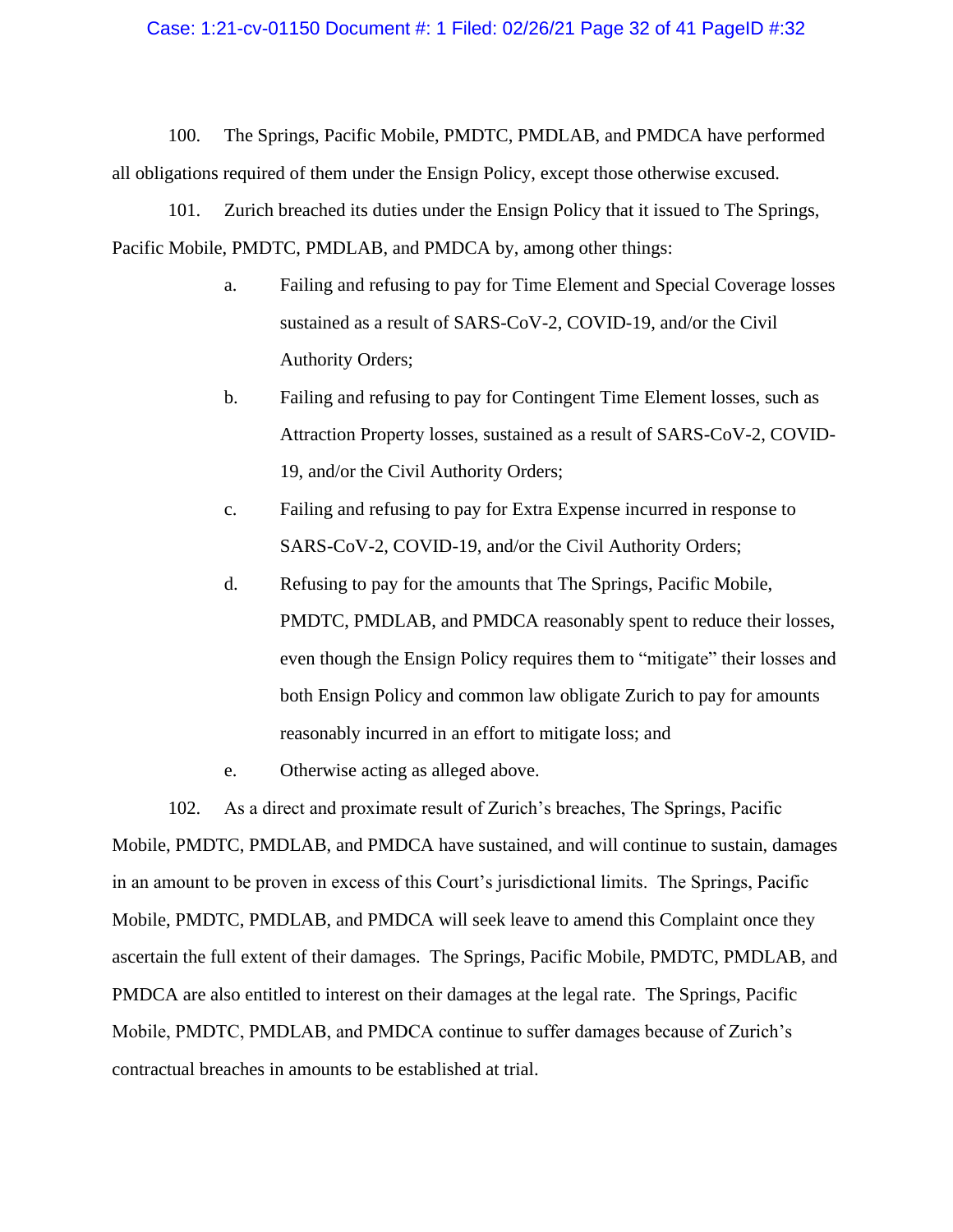100. The Springs, Pacific Mobile, PMDTC, PMDLAB, and PMDCA have performed all obligations required of them under the Ensign Policy, except those otherwise excused.

101. Zurich breached its duties under the Ensign Policy that it issued to The Springs, Pacific Mobile, PMDTC, PMDLAB, and PMDCA by, among other things:

a. Failing and refusing to pay for Time Element and Special Coverage losses sustained as a result of SARS-CoV-2, COVID-19, and/or the Civil Authority Orders;

b. Failing and refusing to pay for Contingent Time Element losses, such as Attraction Property losses, sustained as a result of SARS-CoV-2, COVID-19, and/or the Civil Authority Orders;

c. Failing and refusing to pay for Extra Expense incurred in response to SARS-CoV-2, COVID-19, and/or the Civil Authority Orders;

d. Refusing to pay for the amounts that The Springs, Pacific Mobile, PMDTC, PMDLAB, and PMDCA reasonably spent to reduce their losses, even though the Ensign Policy requires them to "mitigate" their losses and both Ensign Policy and common law obligate Zurich to pay for amounts reasonably incurred in an effort to mitigate loss; and

e. Otherwise acting as alleged above.

102. As a direct and proximate result of Zurich's breaches, The Springs, Pacific Mobile, PMDTC, PMDLAB, and PMDCA have sustained, and will continue to sustain, damages in an amount to be proven in excess of this Court's jurisdictional limits. The Springs, Pacific Mobile, PMDTC, PMDLAB, and PMDCA will seek leave to amend this Complaint once they ascertain the full extent of their damages. The Springs, Pacific Mobile, PMDTC, PMDLAB, and PMDCA are also entitled to interest on their damages at the legal rate. The Springs, Pacific Mobile, PMDTC, PMDLAB, and PMDCA continue to suffer damages because of Zurich's contractual breaches in amounts to be established at trial.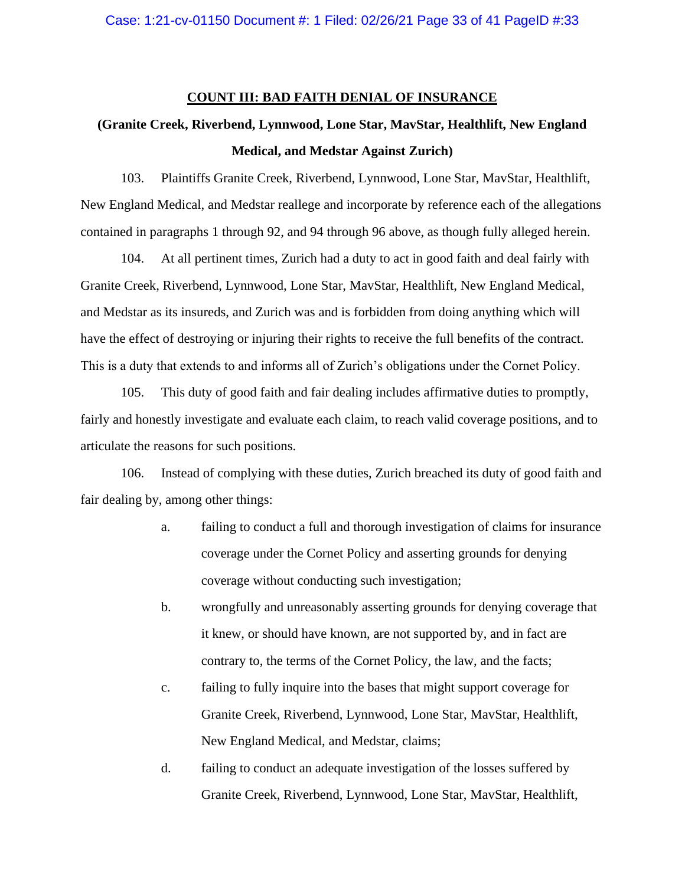**COUNT III: BAD FAITH DENIAL OF INSURANCE**

**(Granite Creek, Riverbend, Lynnwood, Lone Star, MavStar, Healthlift, New England Medical, and Medstar Against Zurich)**

103. Plaintiffs Granite Creek, Riverbend, Lynnwood, Lone Star, MavStar, Healthlift, New England Medical, and Medstar reallege and incorporate by reference each of the allegations contained in paragraphs 1 through 92, and 94 through 96 above, as though fully alleged herein.

104. At all pertinent times, Zurich had a duty to act in good faith and deal fairly with Granite Creek, Riverbend, Lynnwood, Lone Star, MavStar, Healthlift, New England Medical, and Medstar as its insureds, and Zurich was and is forbidden from doing anything which will have the effect of destroying or injuring their rights to receive the full benefits of the contract. This is a duty that extends to and informs all of Zurich's obligations under the Cornet Policy.

105. This duty of good faith and fair dealing includes affirmative duties to promptly, fairly and honestly investigate and evaluate each claim, to reach valid coverage positions, and to articulate the reasons for such positions.

106. Instead of complying with these duties, Zurich breached its duty of good faith and fair dealing by, among other things:

a. failing to conduct a full and thorough investigation of claims for insurance coverage under the Cornet Policy and asserting grounds for denying coverage without conducting such investigation;

b. wrongfully and unreasonably asserting grounds for denying coverage that it knew, or should have known, are not supported by, and in fact are contrary to, the terms of the Cornet Policy, the law, and the facts;

c. failing to fully inquire into the bases that might support coverage for Granite Creek, Riverbend, Lynnwood, Lone Star, MavStar, Healthlift, New England Medical, and Medstar, claims;

d. failing to conduct an adequate investigation of the losses suffered by Granite Creek, Riverbend, Lynnwood, Lone Star, MavStar, Healthlift,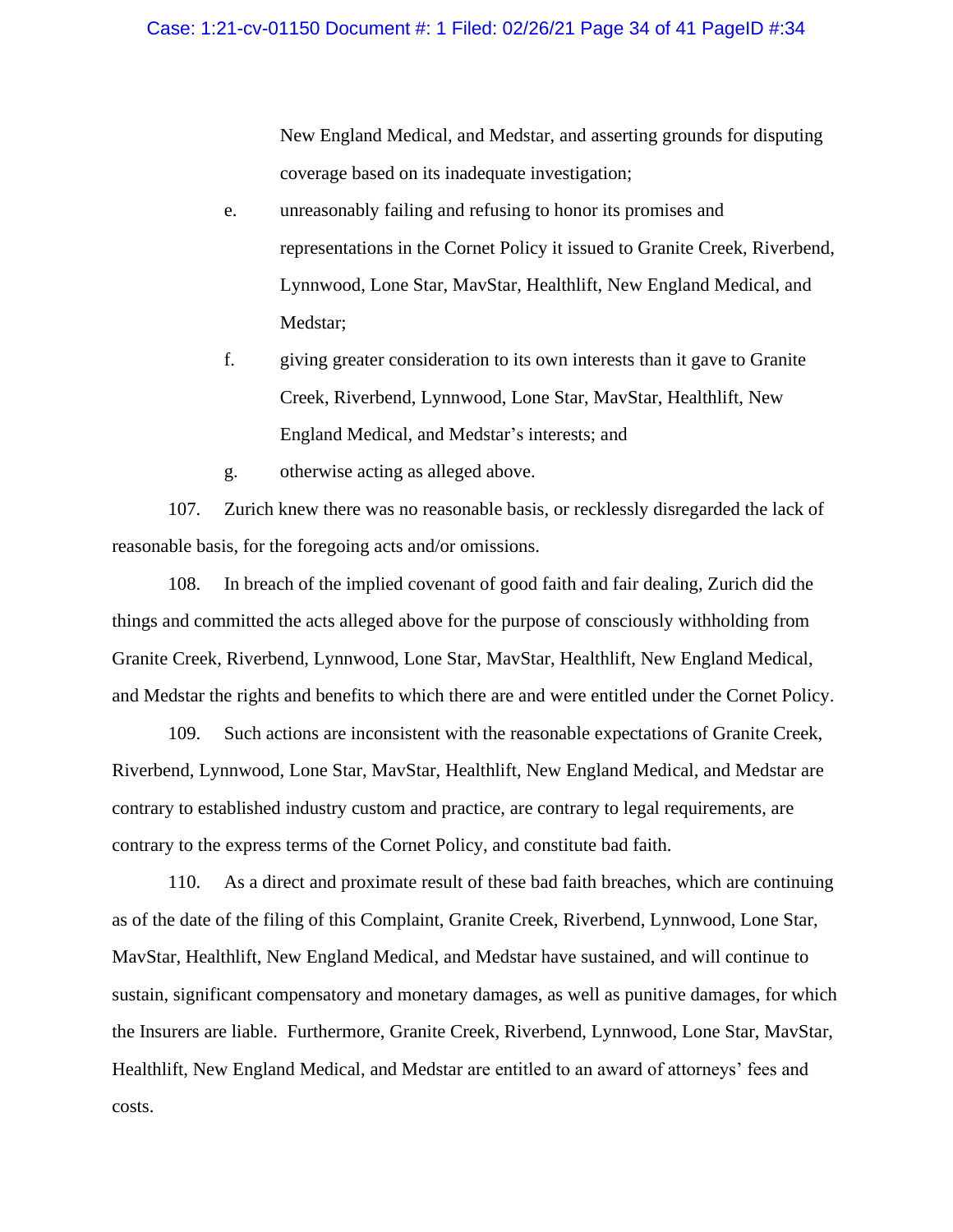New England Medical, and Medstar, and asserting grounds for disputing coverage based on its inadequate investigation;

e. unreasonably failing and refusing to honor its promises and representations in the Cornet Policy it issued to Granite Creek, Riverbend, Lynnwood, Lone Star, MavStar, Healthlift, New England Medical, and Medstar;

f. giving greater consideration to its own interests than it gave to Granite Creek, Riverbend, Lynnwood, Lone Star, MavStar, Healthlift, New England Medical, and Medstar's interests; and

g. otherwise acting as alleged above.

107. Zurich knew there was no reasonable basis, or recklessly disregarded the lack of reasonable basis, for the foregoing acts and/or omissions.

108. In breach of the implied covenant of good faith and fair dealing, Zurich did the things and committed the acts alleged above for the purpose of consciously withholding from Granite Creek, Riverbend, Lynnwood, Lone Star, MavStar, Healthlift, New England Medical, and Medstar the rights and benefits to which there are and were entitled under the Cornet Policy.

109. Such actions are inconsistent with the reasonable expectations of Granite Creek, Riverbend, Lynnwood, Lone Star, MavStar, Healthlift, New England Medical, and Medstar are contrary to established industry custom and practice, are contrary to legal requirements, are contrary to the express terms of the Cornet Policy, and constitute bad faith.

110. As a direct and proximate result of these bad faith breaches, which are continuing as of the date of the filing of this Complaint, Granite Creek, Riverbend, Lynnwood, Lone Star, MavStar, Healthlift, New England Medical, and Medstar have sustained, and will continue to sustain, significant compensatory and monetary damages, as well as punitive damages, for which the Insurers are liable. Furthermore, Granite Creek, Riverbend, Lynnwood, Lone Star, MavStar, Healthlift, New England Medical, and Medstar are entitled to an award of attorneys' fees and costs.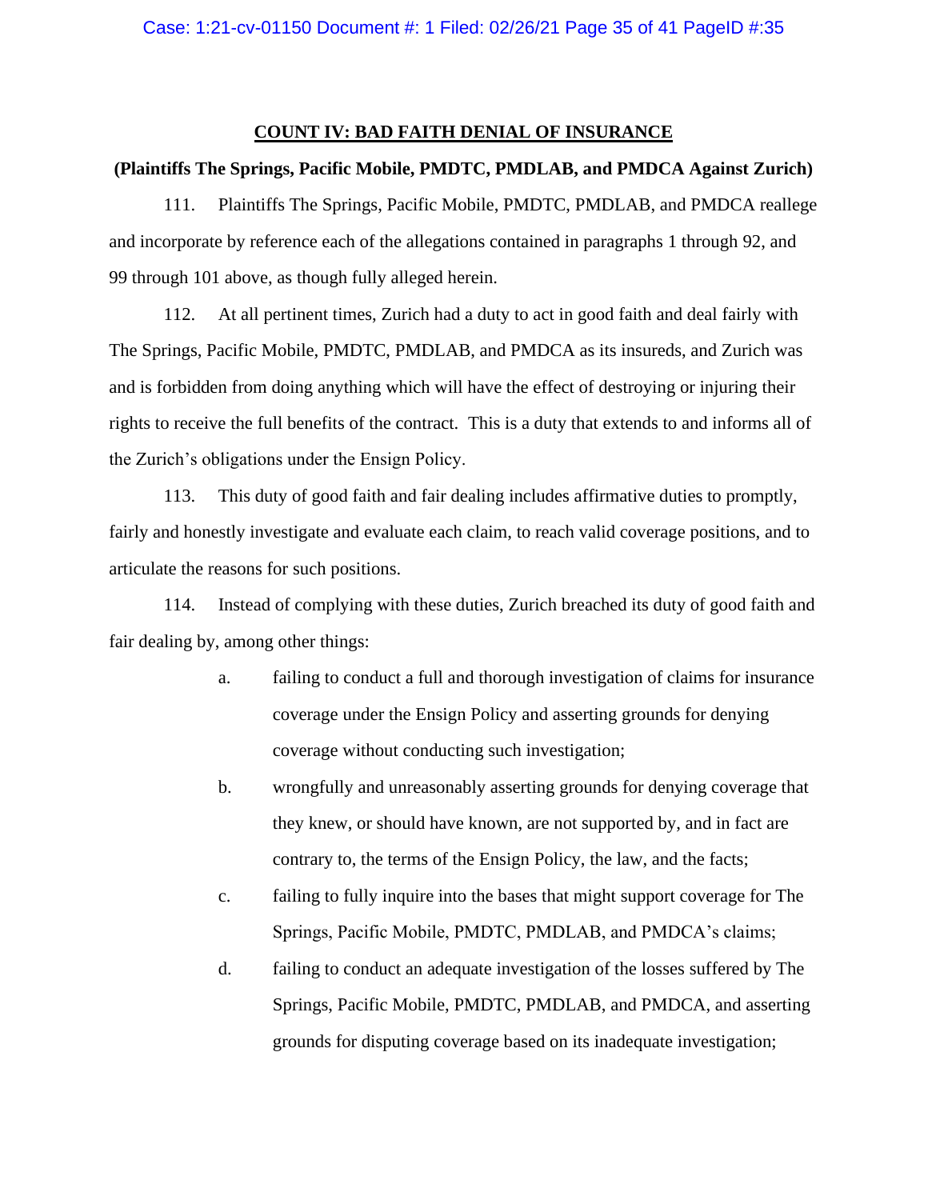## COUNT IV: BAD FAITH DENIAL OF INSURANCE

**(Plaintiffs The Springs, Pacific Mobile, PMDTC, PMDLAB, and PMDCA Against Zurich)**

111. Plaintiffs The Springs, Pacific Mobile, PMDTC, PMDLAB, and PMDCA reallege and incorporate by reference each of the allegations contained in paragraphs 1 through 92, and 99 through 101 above, as though fully alleged herein.

112. At all pertinent times, Zurich had a duty to act in good faith and deal fairly with The Springs, Pacific Mobile, PMDTC, PMDLAB, and PMDCA as its insureds, and Zurich was and is forbidden from doing anything which will have the effect of destroying or injuring their rights to receive the full benefits of the contract. This is a duty that extends to and informs all of the Zurich's obligations under the Ensign Policy.

113. This duty of good faith and fair dealing includes affirmative duties to promptly, fairly and honestly investigate and evaluate each claim, to reach valid coverage positions, and to articulate the reasons for such positions.

114. Instead of complying with these duties, Zurich breached its duty of good faith and fair dealing by, among other things:

a. failing to conduct a full and thorough investigation of claims for insurance coverage under the Ensign Policy and asserting grounds for denying coverage without conducting such investigation;

b. wrongfully and unreasonably asserting grounds for denying coverage that they knew, or should have known, are not supported by, and in fact are contrary to, the terms of the Ensign Policy, the law, and the facts;

c. failing to fully inquire into the bases that might support coverage for The Springs, Pacific Mobile, PMDTC, PMDLAB, and PMDCA's claims;

d. failing to conduct an adequate investigation of the losses suffered by The Springs, Pacific Mobile, PMDTC, PMDLAB, and PMDCA, and asserting grounds for disputing coverage based on its inadequate investigation;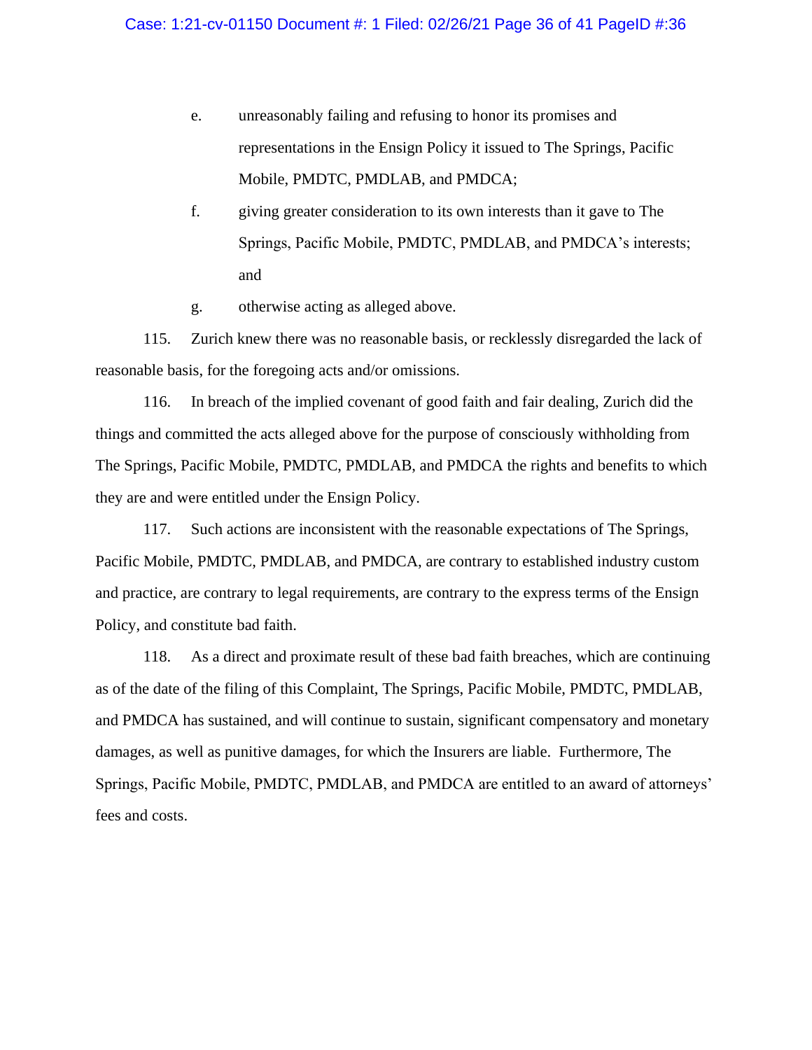e. unreasonably failing and refusing to honor its promises and representations in the Ensign Policy it issued to The Springs, Pacific Mobile, PMDTC, PMDLAB, and PMDCA;

f. giving greater consideration to its own interests than it gave to The Springs, Pacific Mobile, PMDTC, PMDLAB, and PMDCA's interests; and

g. otherwise acting as alleged above.

115. Zurich knew there was no reasonable basis, or recklessly disregarded the lack of reasonable basis, for the foregoing acts and/or omissions.

116. In breach of the implied covenant of good faith and fair dealing, Zurich did the things and committed the acts alleged above for the purpose of consciously withholding from The Springs, Pacific Mobile, PMDTC, PMDLAB, and PMDCA the rights and benefits to which they are and were entitled under the Ensign Policy.

117. Such actions are inconsistent with the reasonable expectations of The Springs, Pacific Mobile, PMDTC, PMDLAB, and PMDCA, are contrary to established industry custom and practice, are contrary to legal requirements, are contrary to the express terms of the Ensign Policy, and constitute bad faith.

118. As a direct and proximate result of these bad faith breaches, which are continuing as of the date of the filing of this Complaint, The Springs, Pacific Mobile, PMDTC, PMDLAB, and PMDCA has sustained, and will continue to sustain, significant compensatory and monetary damages, as well as punitive damages, for which the Insurers are liable. Furthermore, The Springs, Pacific Mobile, PMDTC, PMDLAB, and PMDCA are entitled to an award of attorneys' fees and costs.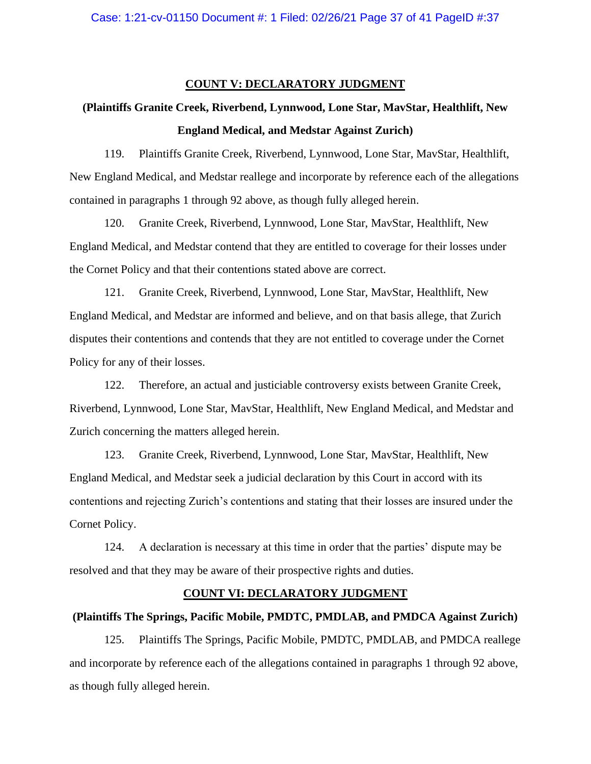## COUNT V: DECLARATORY JUDGMENT

**(Plaintiffs Granite Creek, Riverbend, Lynnwood, Lone Star, MavStar, Healthlift, New England Medical, and Medstar Against Zurich)**

119. Plaintiffs Granite Creek, Riverbend, Lynnwood, Lone Star, MavStar, Healthlift, New England Medical, and Medstar reallege and incorporate by reference each of the allegations contained in paragraphs 1 through 92 above, as though fully alleged herein.

120. Granite Creek, Riverbend, Lynnwood, Lone Star, MavStar, Healthlift, New England Medical, and Medstar contend that they are entitled to coverage for their losses under the Cornet Policy and that their contentions stated above are correct.

121. Granite Creek, Riverbend, Lynnwood, Lone Star, MavStar, Healthlift, New England Medical, and Medstar are informed and believe, and on that basis allege, that Zurich disputes their contentions and contends that they are not entitled to coverage under the Cornet Policy for any of their losses.

122. Therefore, an actual and justiciable controversy exists between Granite Creek, Riverbend, Lynnwood, Lone Star, MavStar, Healthlift, New England Medical, and Medstar and Zurich concerning the matters alleged herein.

123. Granite Creek, Riverbend, Lynnwood, Lone Star, MavStar, Healthlift, New England Medical, and Medstar seek a judicial declaration by this Court in accord with its contentions and rejecting Zurich's contentions and stating that their losses are insured under the Cornet Policy.

124. A declaration is necessary at this time in order that the parties' dispute may be resolved and that they may be aware of their prospective rights and duties.

## COUNT VI: DECLARATORY JUDGMENT

**(Plaintiffs The Springs, Pacific Mobile, PMDTC, PMDLAB, and PMDCA Against Zurich)**

125. Plaintiffs The Springs, Pacific Mobile, PMDTC, PMDLAB, and PMDCA reallege and incorporate by reference each of the allegations contained in paragraphs 1 through 92 above, as though fully alleged herein.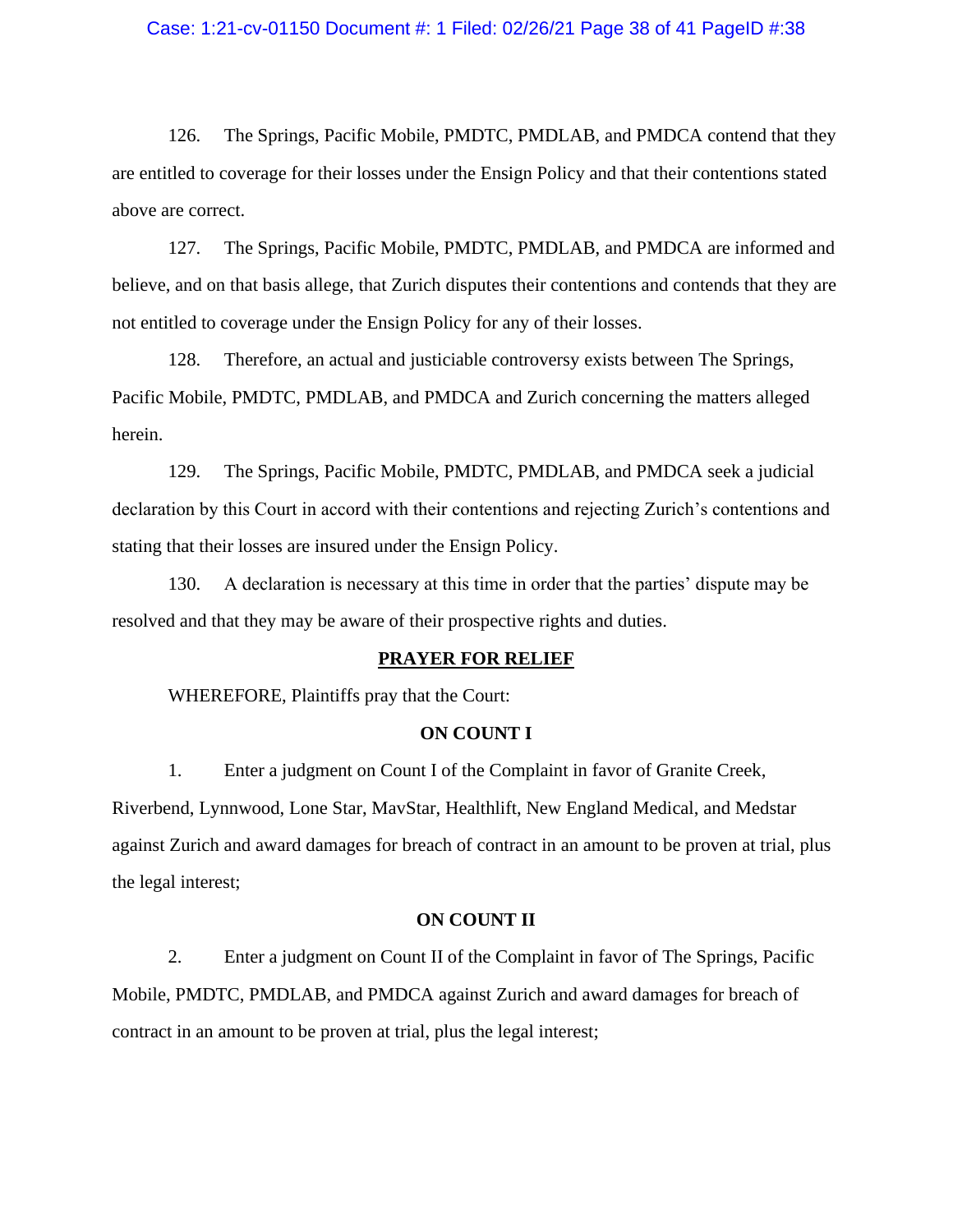126. The Springs, Pacific Mobile, PMDTC, PMDLAB, and PMDCA contend that they are entitled to coverage for their losses under the Ensign Policy and that their contentions stated above are correct.

127. The Springs, Pacific Mobile, PMDTC, PMDLAB, and PMDCA are informed and believe, and on that basis allege, that Zurich disputes their contentions and contends that they are not entitled to coverage under the Ensign Policy for any of their losses.

128. Therefore, an actual and justiciable controversy exists between The Springs, Pacific Mobile, PMDTC, PMDLAB, and PMDCA and Zurich concerning the matters alleged herein.

129. The Springs, Pacific Mobile, PMDTC, PMDLAB, and PMDCA seek a judicial declaration by this Court in accord with their contentions and rejecting Zurich's contentions and stating that their losses are insured under the Ensign Policy.

130. A declaration is necessary at this time in order that the parties' dispute may be resolved and that they may be aware of their prospective rights and duties.

## PRAYER FOR RELIEF

WHEREFORE, Plaintiffs pray that the Court:

### ON COUNT I

1. Enter a judgment on Count I of the Complaint in favor of Granite Creek, Riverbend, Lynnwood, Lone Star, MavStar, Healthlift, New England Medical, and Medstar against Zurich and award damages for breach of contract in an amount to be proven at trial, plus the legal interest;

### ON COUNT II

2. Enter a judgment on Count II of the Complaint in favor of The Springs, Pacific Mobile, PMDTC, PMDLAB, and PMDCA against Zurich and award damages for breach of contract in an amount to be proven at trial, plus the legal interest;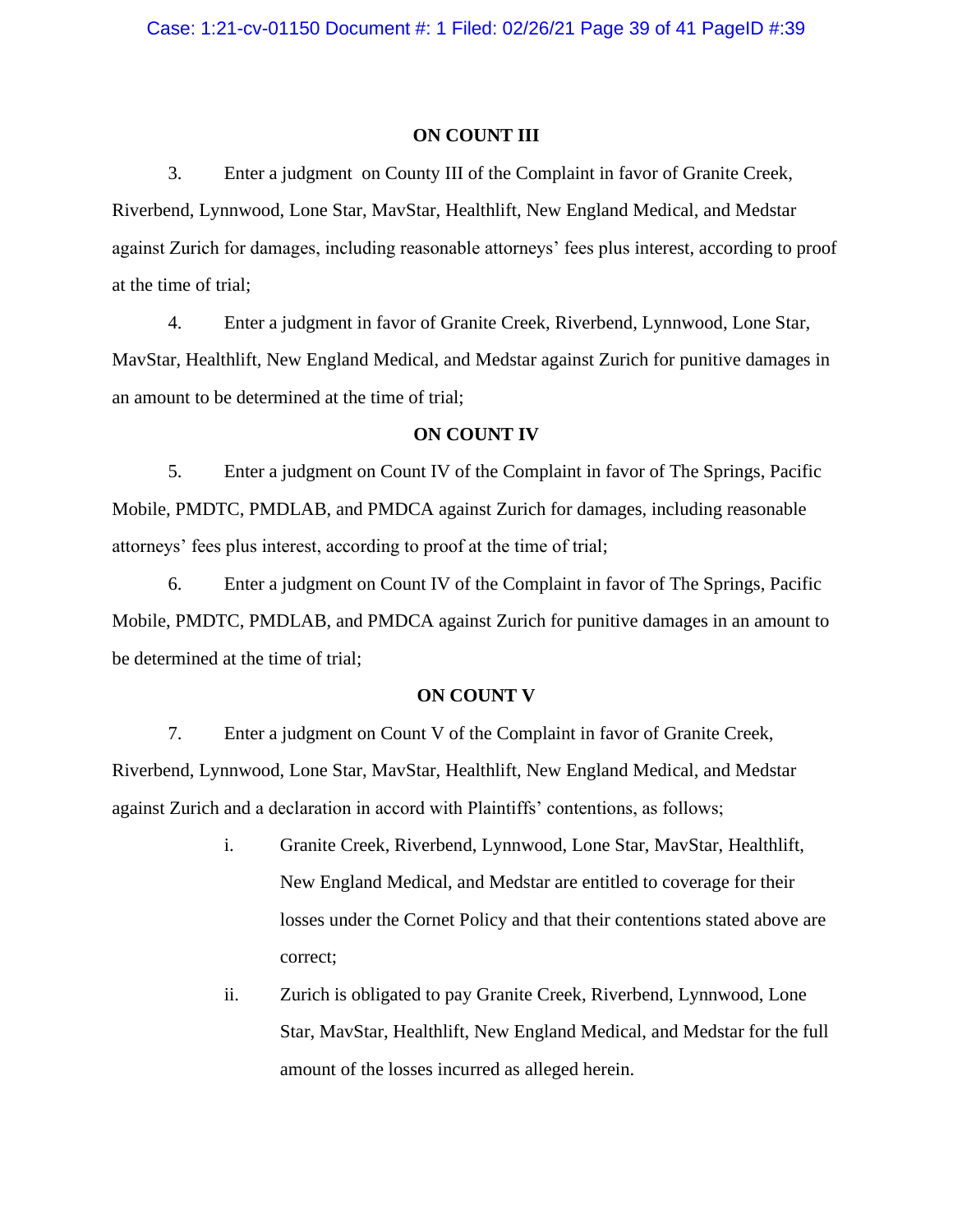**ON COUNT III**

3. Enter a judgment on County III of the Complaint in favor of Granite Creek, Riverbend, Lynnwood, Lone Star, MavStar, Healthlift, New England Medical, and Medstar against Zurich for damages, including reasonable attorneys' fees plus interest, according to proof at the time of trial;

4. Enter a judgment in favor of Granite Creek, Riverbend, Lynnwood, Lone Star, MavStar, Healthlift, New England Medical, and Medstar against Zurich for punitive damages in an amount to be determined at the time of trial;

**ON COUNT IV**

5. Enter a judgment on Count IV of the Complaint in favor of The Springs, Pacific Mobile, PMDTC, PMDLAB, and PMDCA against Zurich for damages, including reasonable attorneys' fees plus interest, according to proof at the time of trial;

6. Enter a judgment on Count IV of the Complaint in favor of The Springs, Pacific Mobile, PMDTC, PMDLAB, and PMDCA against Zurich for punitive damages in an amount to be determined at the time of trial;

**ON COUNT V**

7. Enter a judgment on Count V of the Complaint in favor of Granite Creek, Riverbend, Lynnwood, Lone Star, MavStar, Healthlift, New England Medical, and Medstar against Zurich and a declaration in accord with Plaintiffs' contentions, as follows;

   i. Granite Creek, Riverbend, Lynnwood, Lone Star, MavStar, Healthlift, New England Medical, and Medstar are entitled to coverage for their losses under the Cornet Policy and that their contentions stated above are correct;

   ii. Zurich is obligated to pay Granite Creek, Riverbend, Lynnwood, Lone Star, MavStar, Healthlift, New England Medical, and Medstar for the full amount of the losses incurred as alleged herein.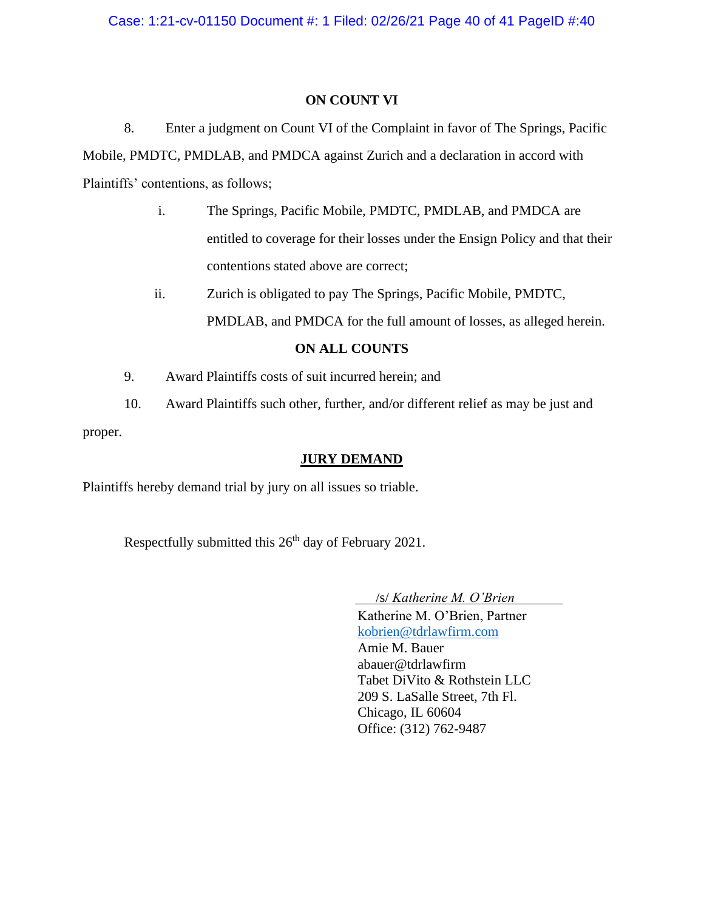**ON COUNT VI**

8. Enter a judgment on Count VI of the Complaint in favor of The Springs, Pacific Mobile, PMDTC, PMDLAB, and PMDCA against Zurich and a declaration in accord with Plaintiffs' contentions, as follows;

  i. The Springs, Pacific Mobile, PMDTC, PMDLAB, and PMDCA are entitled to coverage for their losses under the Ensign Policy and that their contentions stated above are correct;

  ii. Zurich is obligated to pay The Springs, Pacific Mobile, PMDTC, PMDLAB, and PMDCA for the full amount of losses, as alleged herein.

**ON ALL COUNTS**

9. Award Plaintiffs costs of suit incurred herein; and

10. Award Plaintiffs such other, further, and/or different relief as may be just and proper.

**JURY DEMAND**

Plaintiffs hereby demand trial by jury on all issues so triable.

Respectfully submitted this 26th day of February 2021.

/s/ *Katherine M. O'Brien*
Katherine M. O'Brien, Partner
kobrien@tdrlawfirm.com
Amie M. Bauer
abauer@tdrlawfirm
Tabet DiVito & Rothstein LLC
209 S. LaSalle Street, 7th Fl.
Chicago, IL 60604
Office: (312) 762-9487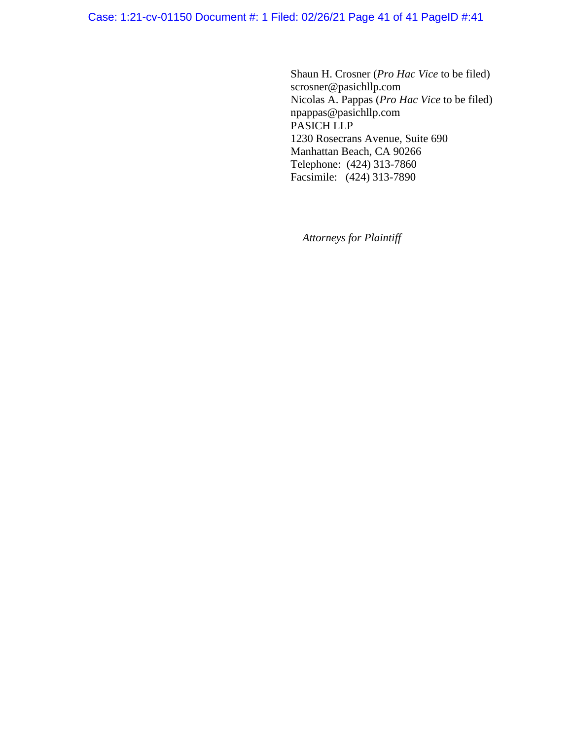Shaun H. Crosner (*Pro Hac Vice* to be filed)
scrosner@pasichllp.com
Nicolas A. Pappas (*Pro Hac Vice* to be filed)
npappas@pasichllp.com
PASICH LLP
1230 Rosecrans Avenue, Suite 690
Manhattan Beach, CA 90266
Telephone: (424) 313-7860
Facsimile: (424) 313-7890

*Attorneys for Plaintiff*